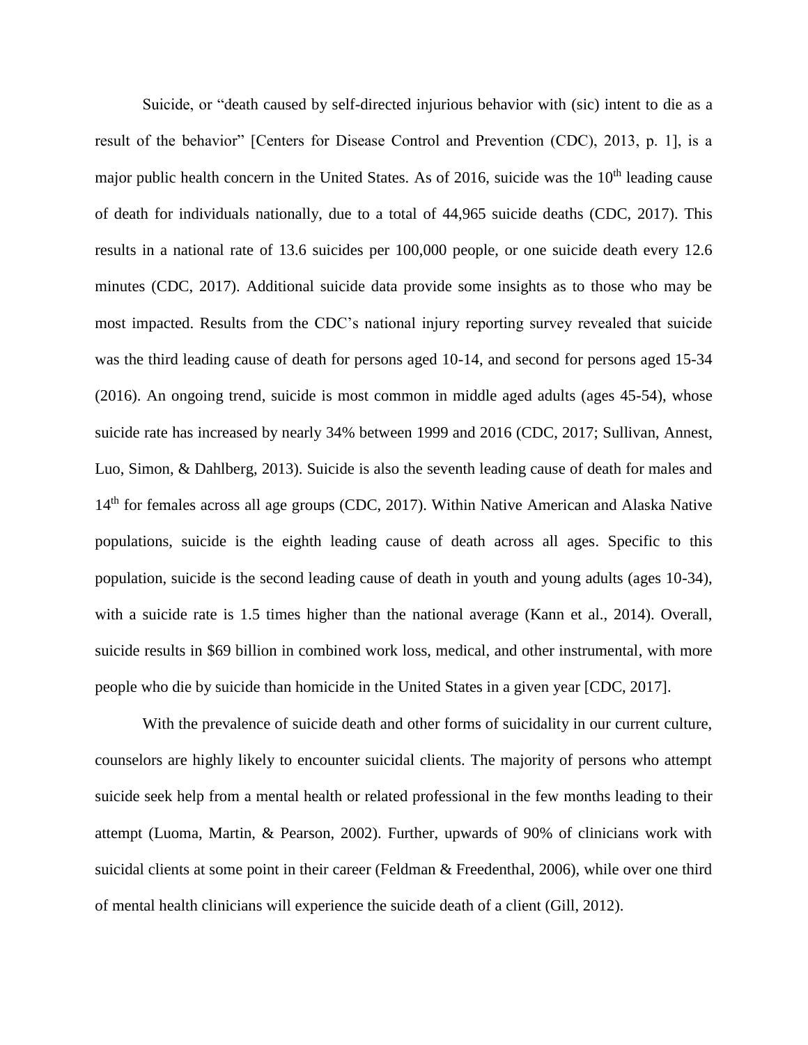Suicide, or "death caused by self-directed injurious behavior with (sic) intent to die as a result of the behavior" [Centers for Disease Control and Prevention (CDC), 2013, p. 1], is a major public health concern in the United States. As of 2016, suicide was the 10th leading cause of death for individuals nationally, due to a total of 44,965 suicide deaths (CDC, 2017). This results in a national rate of 13.6 suicides per 100,000 people, or one suicide death every 12.6 minutes (CDC, 2017). Additional suicide data provide some insights as to those who may be most impacted. Results from the CDC's national injury reporting survey revealed that suicide was the third leading cause of death for persons aged 10-14, and second for persons aged 15-34 (2016). An ongoing trend, suicide is most common in middle aged adults (ages 45-54), whose suicide rate has increased by nearly 34% between 1999 and 2016 (CDC, 2017; Sullivan, Annest, Luo, Simon, & Dahlberg, 2013). Suicide is also the seventh leading cause of death for males and 14th for females across all age groups (CDC, 2017). Within Native American and Alaska Native populations, suicide is the eighth leading cause of death across all ages. Specific to this population, suicide is the second leading cause of death in youth and young adults (ages 10-34), with a suicide rate is 1.5 times higher than the national average (Kann et al., 2014). Overall, suicide results in $69 billion in combined work loss, medical, and other instrumental, with more people who die by suicide than homicide in the United States in a given year [CDC, 2017].

With the prevalence of suicide death and other forms of suicidality in our current culture, counselors are highly likely to encounter suicidal clients. The majority of persons who attempt suicide seek help from a mental health or related professional in the few months leading to their attempt (Luoma, Martin, & Pearson, 2002). Further, upwards of 90% of clinicians work with suicidal clients at some point in their career (Feldman & Freedenthal, 2006), while over one third of mental health clinicians will experience the suicide death of a client (Gill, 2012).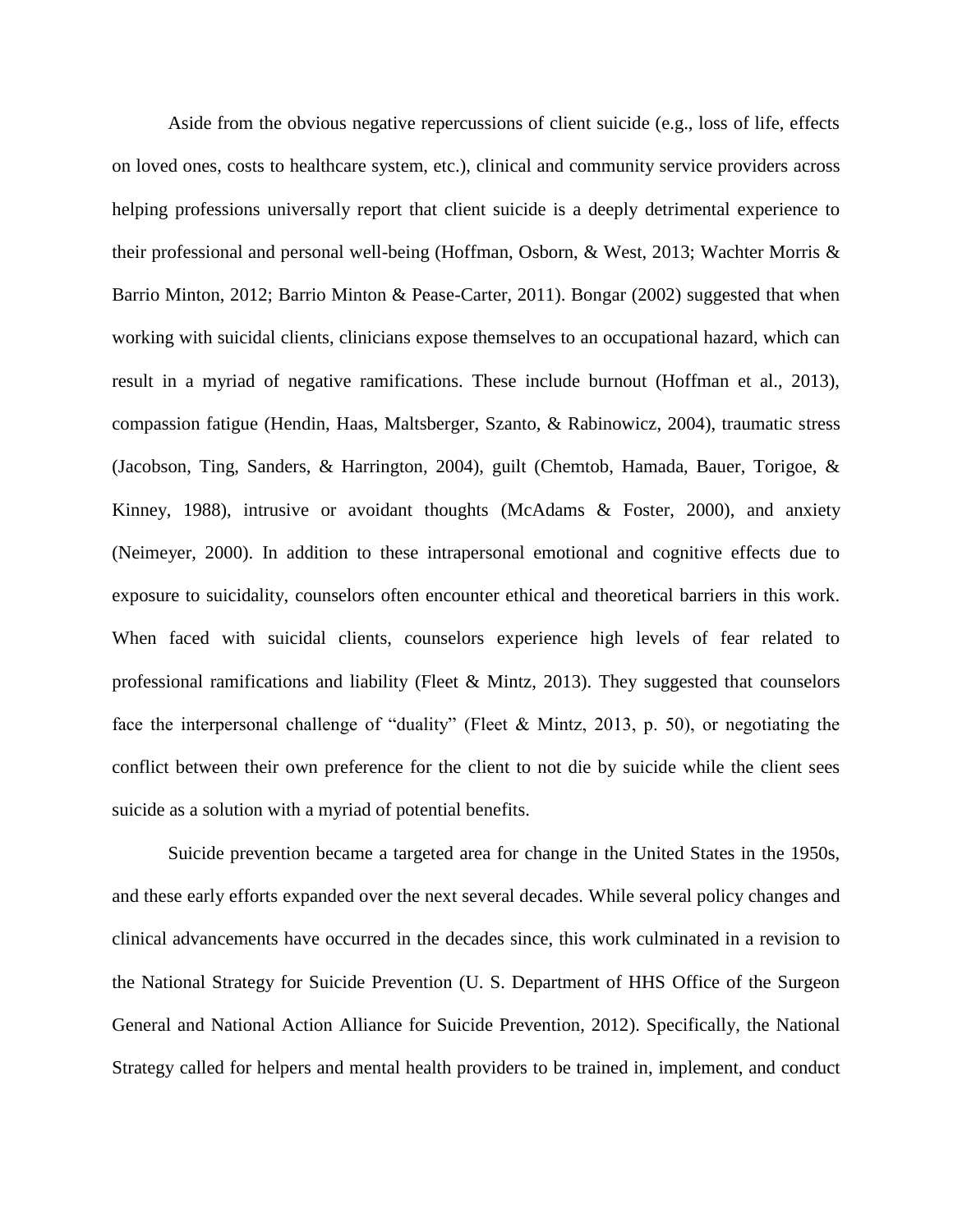Aside from the obvious negative repercussions of client suicide (e.g., loss of life, effects on loved ones, costs to healthcare system, etc.), clinical and community service providers across helping professions universally report that client suicide is a deeply detrimental experience to their professional and personal well-being (Hoffman, Osborn, & West, 2013; Wachter Morris & Barrio Minton, 2012; Barrio Minton & Pease-Carter, 2011). Bongar (2002) suggested that when working with suicidal clients, clinicians expose themselves to an occupational hazard, which can result in a myriad of negative ramifications. These include burnout (Hoffman et al., 2013), compassion fatigue (Hendin, Haas, Maltsberger, Szanto, & Rabinowicz, 2004), traumatic stress (Jacobson, Ting, Sanders, & Harrington, 2004), guilt (Chemtob, Hamada, Bauer, Torigoe, & Kinney, 1988), intrusive or avoidant thoughts (McAdams & Foster, 2000), and anxiety (Neimeyer, 2000). In addition to these intrapersonal emotional and cognitive effects due to exposure to suicidality, counselors often encounter ethical and theoretical barriers in this work. When faced with suicidal clients, counselors experience high levels of fear related to professional ramifications and liability (Fleet & Mintz, 2013). They suggested that counselors face the interpersonal challenge of "duality" (Fleet & Mintz, 2013, p. 50), or negotiating the conflict between their own preference for the client to not die by suicide while the client sees suicide as a solution with a myriad of potential benefits.

Suicide prevention became a targeted area for change in the United States in the 1950s, and these early efforts expanded over the next several decades. While several policy changes and clinical advancements have occurred in the decades since, this work culminated in a revision to the National Strategy for Suicide Prevention (U. S. Department of HHS Office of the Surgeon General and National Action Alliance for Suicide Prevention, 2012). Specifically, the National Strategy called for helpers and mental health providers to be trained in, implement, and conduct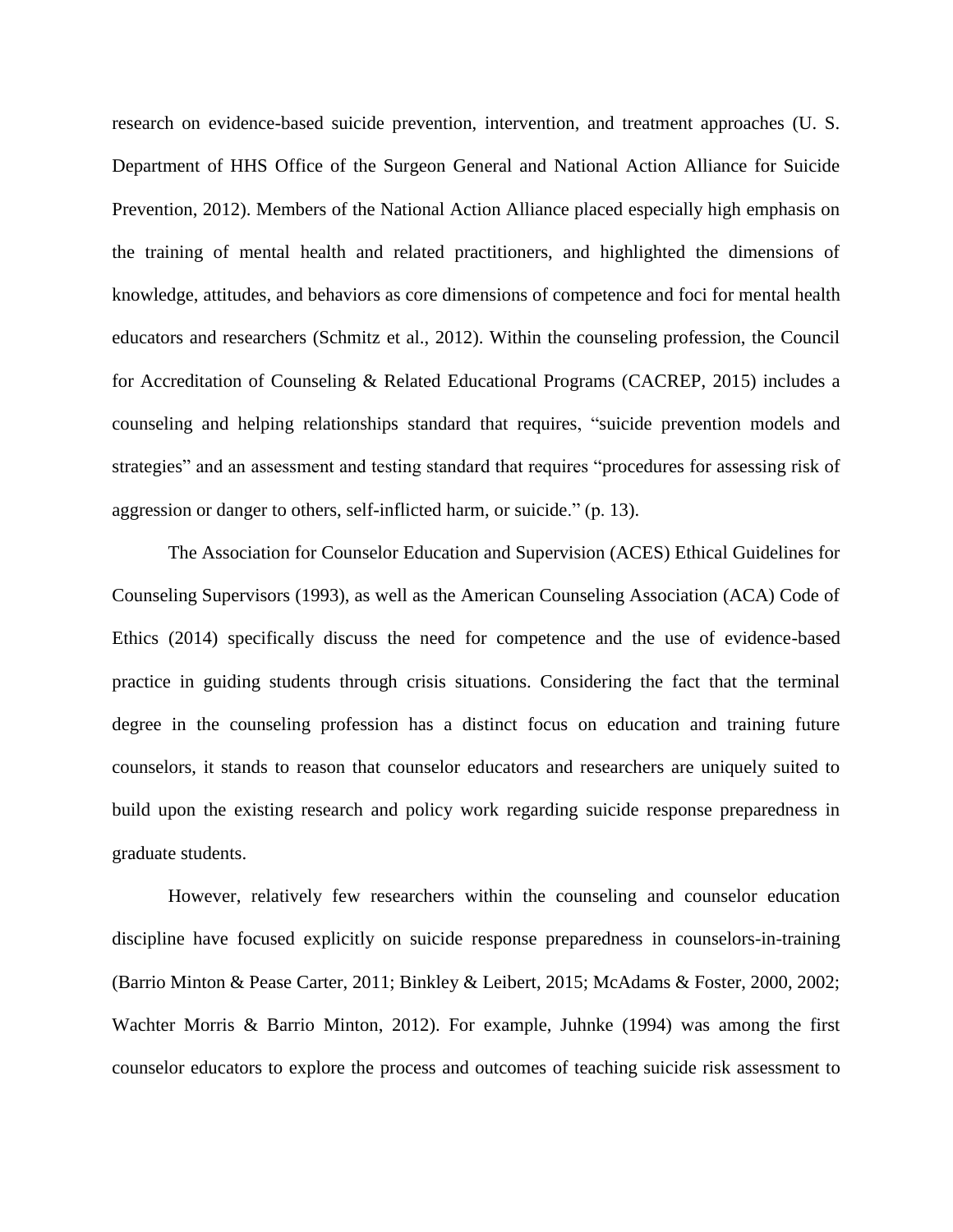research on evidence-based suicide prevention, intervention, and treatment approaches (U. S. Department of HHS Office of the Surgeon General and National Action Alliance for Suicide Prevention, 2012). Members of the National Action Alliance placed especially high emphasis on the training of mental health and related practitioners, and highlighted the dimensions of knowledge, attitudes, and behaviors as core dimensions of competence and foci for mental health educators and researchers (Schmitz et al., 2012). Within the counseling profession, the Council for Accreditation of Counseling & Related Educational Programs (CACREP, 2015) includes a counseling and helping relationships standard that requires, "suicide prevention models and strategies" and an assessment and testing standard that requires "procedures for assessing risk of aggression or danger to others, self-inflicted harm, or suicide." (p. 13).

The Association for Counselor Education and Supervision (ACES) Ethical Guidelines for Counseling Supervisors (1993), as well as the American Counseling Association (ACA) Code of Ethics (2014) specifically discuss the need for competence and the use of evidence-based practice in guiding students through crisis situations. Considering the fact that the terminal degree in the counseling profession has a distinct focus on education and training future counselors, it stands to reason that counselor educators and researchers are uniquely suited to build upon the existing research and policy work regarding suicide response preparedness in graduate students.

However, relatively few researchers within the counseling and counselor education discipline have focused explicitly on suicide response preparedness in counselors-in-training (Barrio Minton & Pease Carter, 2011; Binkley & Leibert, 2015; McAdams & Foster, 2000, 2002; Wachter Morris & Barrio Minton, 2012). For example, Juhnke (1994) was among the first counselor educators to explore the process and outcomes of teaching suicide risk assessment to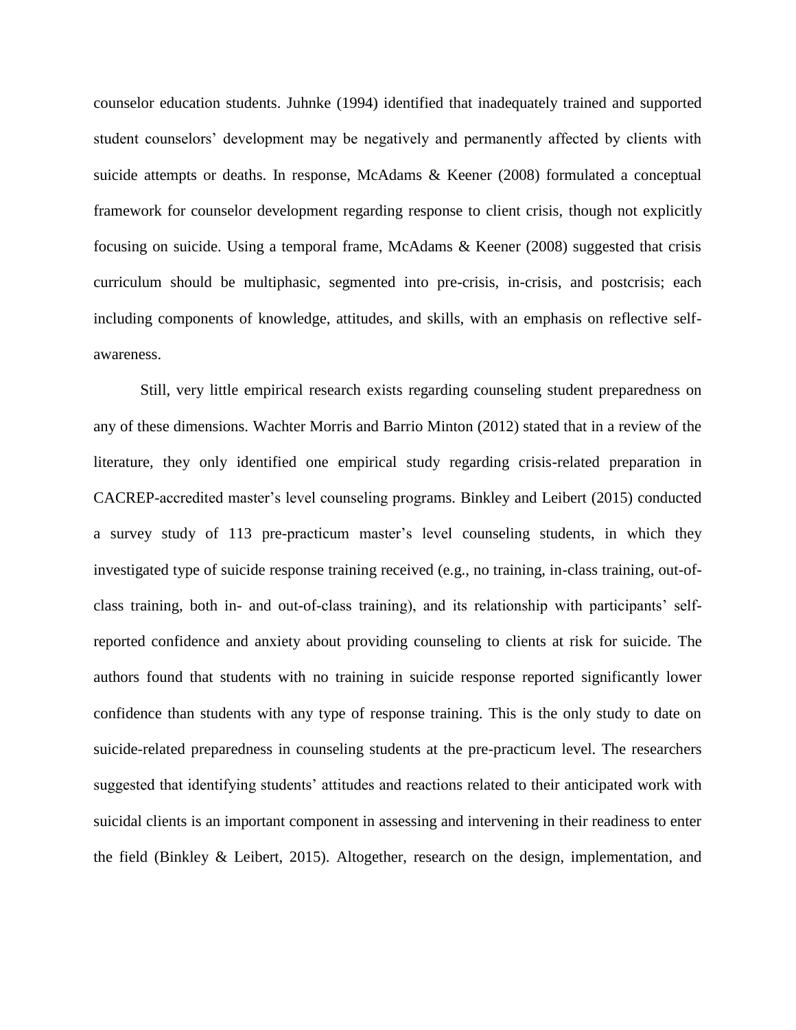counselor education students. Juhnke (1994) identified that inadequately trained and supported student counselors' development may be negatively and permanently affected by clients with suicide attempts or deaths. In response, McAdams & Keener (2008) formulated a conceptual framework for counselor development regarding response to client crisis, though not explicitly focusing on suicide. Using a temporal frame, McAdams & Keener (2008) suggested that crisis curriculum should be multiphasic, segmented into pre-crisis, in-crisis, and postcrisis; each including components of knowledge, attitudes, and skills, with an emphasis on reflective self-awareness.

Still, very little empirical research exists regarding counseling student preparedness on any of these dimensions. Wachter Morris and Barrio Minton (2012) stated that in a review of the literature, they only identified one empirical study regarding crisis-related preparation in CACREP-accredited master's level counseling programs. Binkley and Leibert (2015) conducted a survey study of 113 pre-practicum master's level counseling students, in which they investigated type of suicide response training received (e.g., no training, in-class training, out-of-class training, both in- and out-of-class training), and its relationship with participants' self-reported confidence and anxiety about providing counseling to clients at risk for suicide. The authors found that students with no training in suicide response reported significantly lower confidence than students with any type of response training. This is the only study to date on suicide-related preparedness in counseling students at the pre-practicum level. The researchers suggested that identifying students' attitudes and reactions related to their anticipated work with suicidal clients is an important component in assessing and intervening in their readiness to enter the field (Binkley & Leibert, 2015). Altogether, research on the design, implementation, and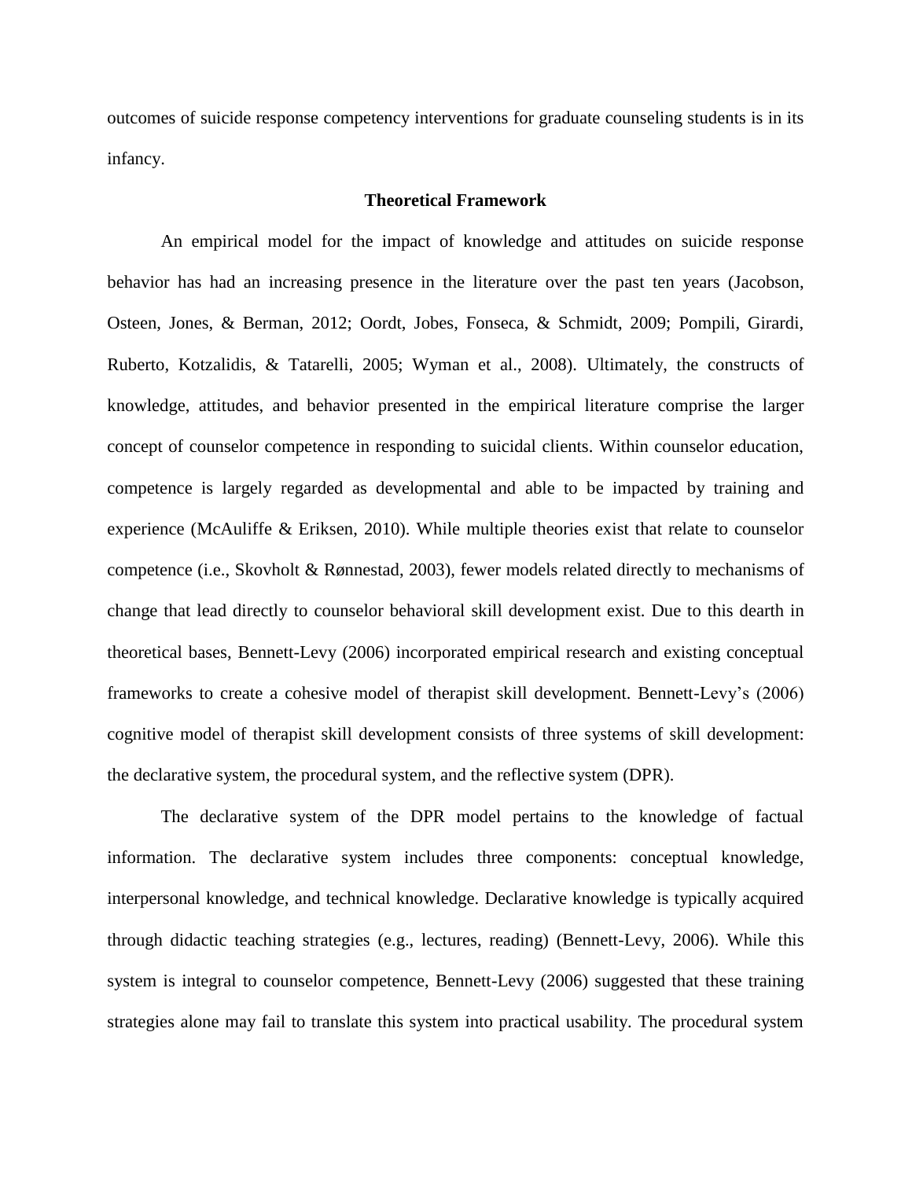outcomes of suicide response competency interventions for graduate counseling students is in its infancy.

## Theoretical Framework

An empirical model for the impact of knowledge and attitudes on suicide response behavior has had an increasing presence in the literature over the past ten years (Jacobson, Osteen, Jones, & Berman, 2012; Oordt, Jobes, Fonseca, & Schmidt, 2009; Pompili, Girardi, Ruberto, Kotzalidis, & Tatarelli, 2005; Wyman et al., 2008). Ultimately, the constructs of knowledge, attitudes, and behavior presented in the empirical literature comprise the larger concept of counselor competence in responding to suicidal clients. Within counselor education, competence is largely regarded as developmental and able to be impacted by training and experience (McAuliffe & Eriksen, 2010). While multiple theories exist that relate to counselor competence (i.e., Skovholt & Rønnestad, 2003), fewer models related directly to mechanisms of change that lead directly to counselor behavioral skill development exist. Due to this dearth in theoretical bases, Bennett-Levy (2006) incorporated empirical research and existing conceptual frameworks to create a cohesive model of therapist skill development. Bennett-Levy's (2006) cognitive model of therapist skill development consists of three systems of skill development: the declarative system, the procedural system, and the reflective system (DPR).

The declarative system of the DPR model pertains to the knowledge of factual information. The declarative system includes three components: conceptual knowledge, interpersonal knowledge, and technical knowledge. Declarative knowledge is typically acquired through didactic teaching strategies (e.g., lectures, reading) (Bennett-Levy, 2006). While this system is integral to counselor competence, Bennett-Levy (2006) suggested that these training strategies alone may fail to translate this system into practical usability. The procedural system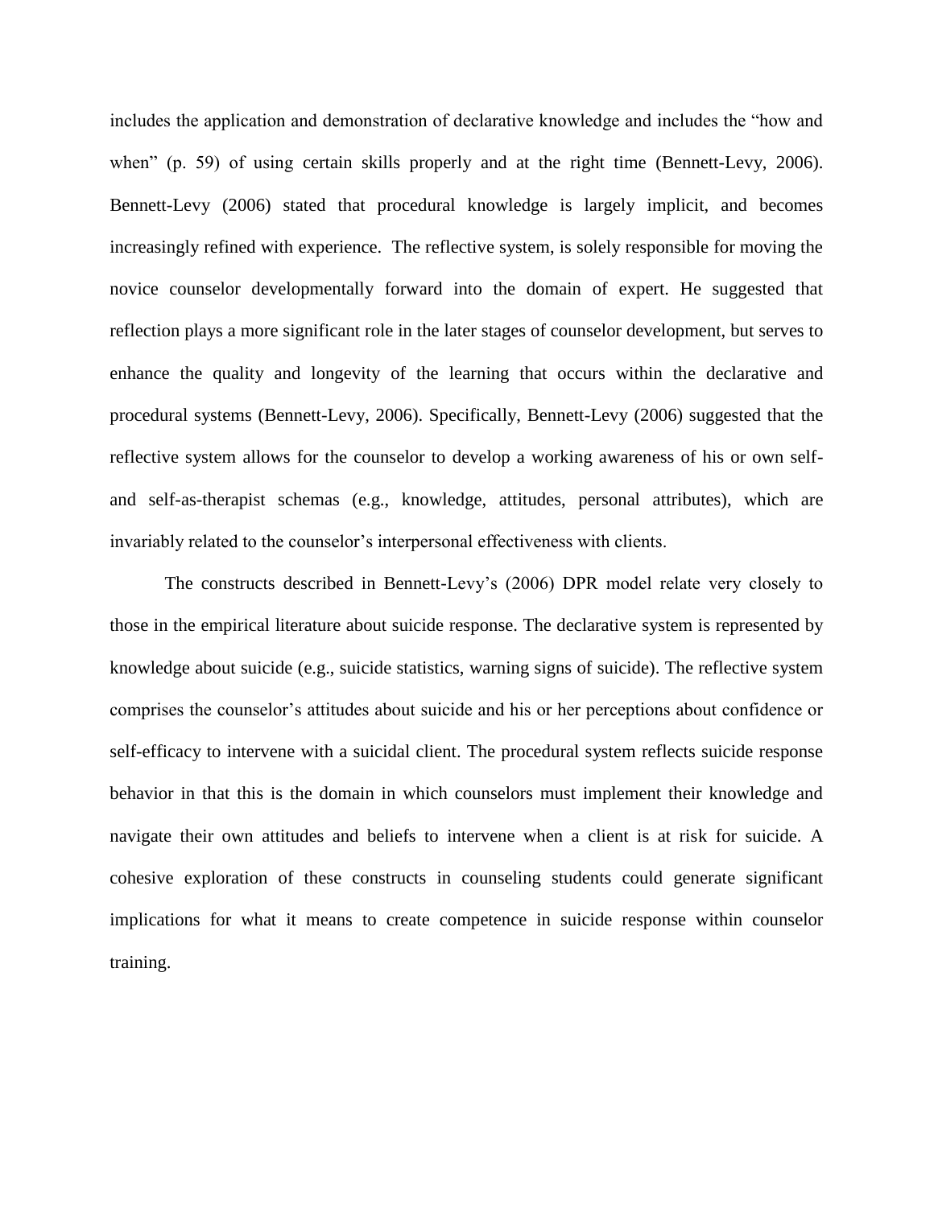includes the application and demonstration of declarative knowledge and includes the "how and when" (p. 59) of using certain skills properly and at the right time (Bennett-Levy, 2006). Bennett-Levy (2006) stated that procedural knowledge is largely implicit, and becomes increasingly refined with experience. The reflective system, is solely responsible for moving the novice counselor developmentally forward into the domain of expert. He suggested that reflection plays a more significant role in the later stages of counselor development, but serves to enhance the quality and longevity of the learning that occurs within the declarative and procedural systems (Bennett-Levy, 2006). Specifically, Bennett-Levy (2006) suggested that the reflective system allows for the counselor to develop a working awareness of his or own self- and self-as-therapist schemas (e.g., knowledge, attitudes, personal attributes), which are invariably related to the counselor's interpersonal effectiveness with clients.

The constructs described in Bennett-Levy's (2006) DPR model relate very closely to those in the empirical literature about suicide response. The declarative system is represented by knowledge about suicide (e.g., suicide statistics, warning signs of suicide). The reflective system comprises the counselor's attitudes about suicide and his or her perceptions about confidence or self-efficacy to intervene with a suicidal client. The procedural system reflects suicide response behavior in that this is the domain in which counselors must implement their knowledge and navigate their own attitudes and beliefs to intervene when a client is at risk for suicide. A cohesive exploration of these constructs in counseling students could generate significant implications for what it means to create competence in suicide response within counselor training.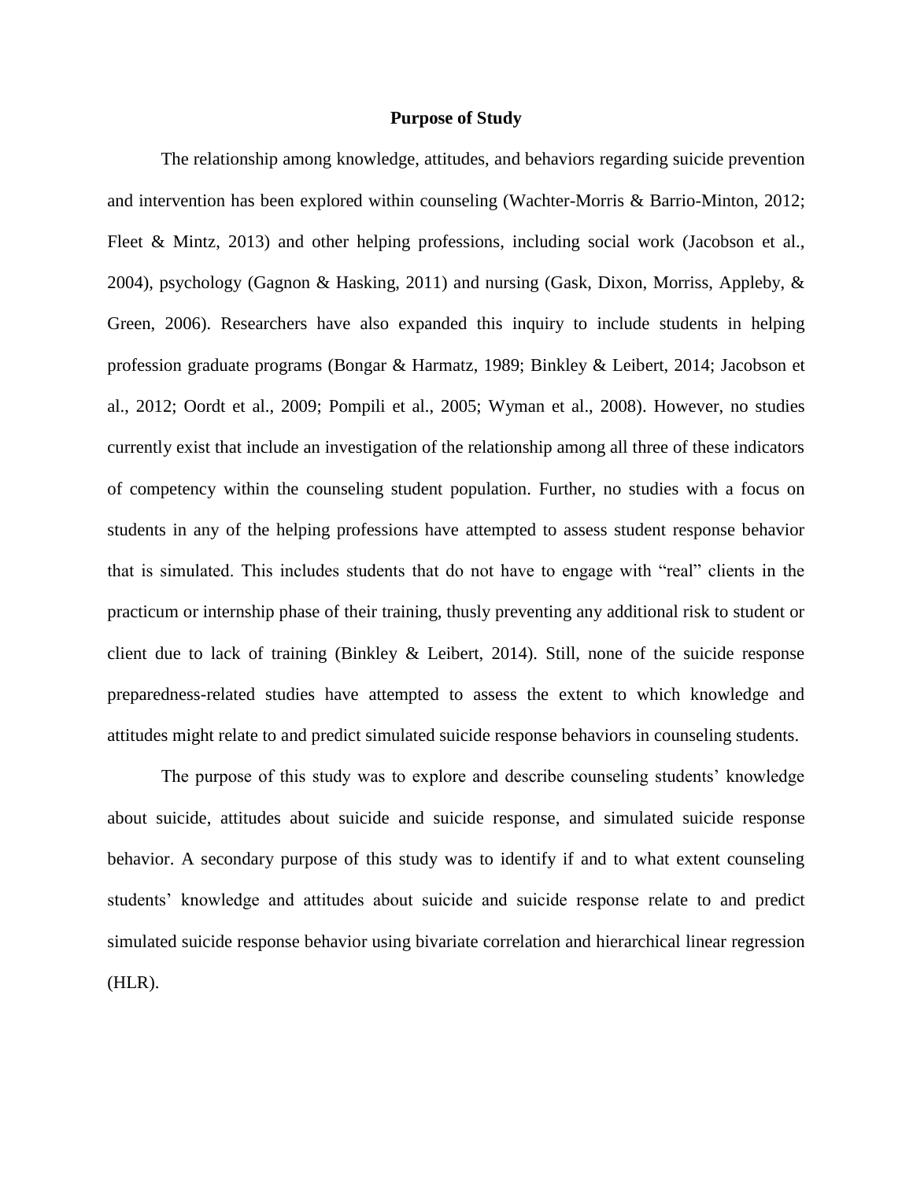## Purpose of Study

The relationship among knowledge, attitudes, and behaviors regarding suicide prevention and intervention has been explored within counseling (Wachter-Morris & Barrio-Minton, 2012; Fleet & Mintz, 2013) and other helping professions, including social work (Jacobson et al., 2004), psychology (Gagnon & Hasking, 2011) and nursing (Gask, Dixon, Morriss, Appleby, & Green, 2006). Researchers have also expanded this inquiry to include students in helping profession graduate programs (Bongar & Harmatz, 1989; Binkley & Leibert, 2014; Jacobson et al., 2012; Oordt et al., 2009; Pompili et al., 2005; Wyman et al., 2008). However, no studies currently exist that include an investigation of the relationship among all three of these indicators of competency within the counseling student population. Further, no studies with a focus on students in any of the helping professions have attempted to assess student response behavior that is simulated. This includes students that do not have to engage with "real" clients in the practicum or internship phase of their training, thusly preventing any additional risk to student or client due to lack of training (Binkley & Leibert, 2014). Still, none of the suicide response preparedness-related studies have attempted to assess the extent to which knowledge and attitudes might relate to and predict simulated suicide response behaviors in counseling students.

The purpose of this study was to explore and describe counseling students' knowledge about suicide, attitudes about suicide and suicide response, and simulated suicide response behavior. A secondary purpose of this study was to identify if and to what extent counseling students' knowledge and attitudes about suicide and suicide response relate to and predict simulated suicide response behavior using bivariate correlation and hierarchical linear regression (HLR).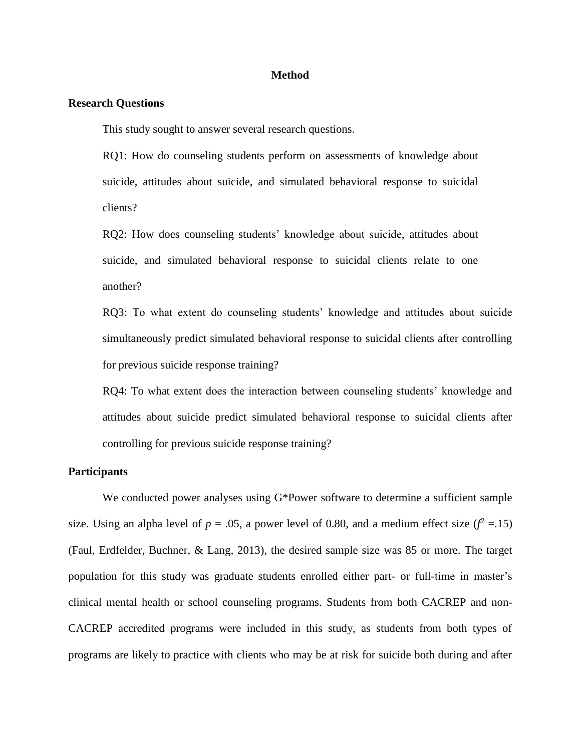# Method

## Research Questions

This study sought to answer several research questions.

RQ1: How do counseling students perform on assessments of knowledge about suicide, attitudes about suicide, and simulated behavioral response to suicidal clients?

RQ2: How does counseling students' knowledge about suicide, attitudes about suicide, and simulated behavioral response to suicidal clients relate to one another?

RQ3: To what extent do counseling students' knowledge and attitudes about suicide simultaneously predict simulated behavioral response to suicidal clients after controlling for previous suicide response training?

RQ4: To what extent does the interaction between counseling students' knowledge and attitudes about suicide predict simulated behavioral response to suicidal clients after controlling for previous suicide response training?

## Participants

We conducted power analyses using G*Power software to determine a sufficient sample size. Using an alpha level of $p$ = .05, a power level of 0.80, and a medium effect size ($f^2$ =.15) (Faul, Erdfelder, Buchner, & Lang, 2013), the desired sample size was 85 or more. The target population for this study was graduate students enrolled either part- or full-time in master's clinical mental health or school counseling programs. Students from both CACREP and non-CACREP accredited programs were included in this study, as students from both types of programs are likely to practice with clients who may be at risk for suicide both during and after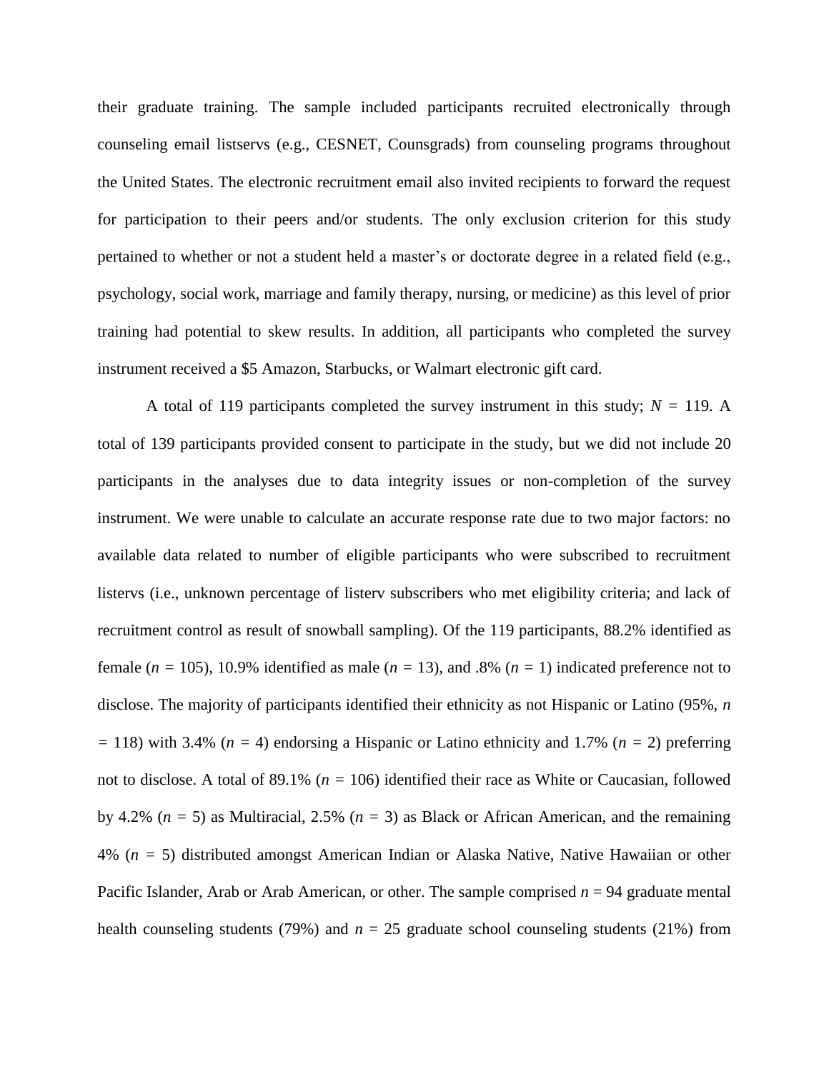their graduate training. The sample included participants recruited electronically through counseling email listservs (e.g., CESNET, Counsgrads) from counseling programs throughout the United States. The electronic recruitment email also invited recipients to forward the request for participation to their peers and/or students. The only exclusion criterion for this study pertained to whether or not a student held a master's or doctorate degree in a related field (e.g., psychology, social work, marriage and family therapy, nursing, or medicine) as this level of prior training had potential to skew results. In addition, all participants who completed the survey instrument received a $5 Amazon, Starbucks, or Walmart electronic gift card.

A total of 119 participants completed the survey instrument in this study; $N = 119$. A total of 139 participants provided consent to participate in the study, but we did not include 20 participants in the analyses due to data integrity issues or non-completion of the survey instrument. We were unable to calculate an accurate response rate due to two major factors: no available data related to number of eligible participants who were subscribed to recruitment listervs (i.e., unknown percentage of listerv subscribers who met eligibility criteria; and lack of recruitment control as result of snowball sampling). Of the 119 participants, 88.2% identified as female ($n = 105$), 10.9% identified as male ($n = 13$), and .8% ($n = 1$) indicated preference not to disclose. The majority of participants identified their ethnicity as not Hispanic or Latino (95%, $n = 118$) with 3.4% ($n = 4$) endorsing a Hispanic or Latino ethnicity and 1.7% ($n = 2$) preferring not to disclose. A total of 89.1% ($n = 106$) identified their race as White or Caucasian, followed by 4.2% ($n = 5$) as Multiracial, 2.5% ($n = 3$) as Black or African American, and the remaining 4% ($n = 5$) distributed amongst American Indian or Alaska Native, Native Hawaiian or other Pacific Islander, Arab or Arab American, or other. The sample comprised $n = 94$ graduate mental health counseling students (79%) and $n = 25$ graduate school counseling students (21%) from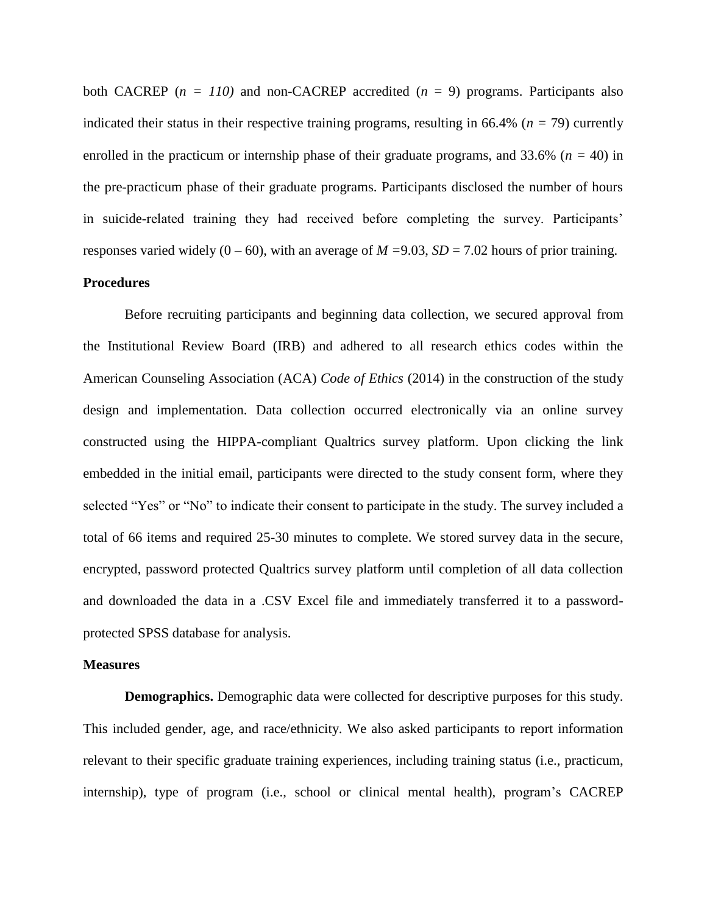both CACREP ($n = 110$) and non-CACREP accredited ($n = 9$) programs. Participants also indicated their status in their respective training programs, resulting in 66.4% ($n = 79$) currently enrolled in the practicum or internship phase of their graduate programs, and 33.6% ($n = 40$) in the pre-practicum phase of their graduate programs. Participants disclosed the number of hours in suicide-related training they had received before completing the survey. Participants' responses varied widely (0 – 60), with an average of $M = 9.03$, $SD = 7.02$ hours of prior training.

## Procedures

Before recruiting participants and beginning data collection, we secured approval from the Institutional Review Board (IRB) and adhered to all research ethics codes within the American Counseling Association (ACA) *Code of Ethics* (2014) in the construction of the study design and implementation. Data collection occurred electronically via an online survey constructed using the HIPPA-compliant Qualtrics survey platform. Upon clicking the link embedded in the initial email, participants were directed to the study consent form, where they selected "Yes" or "No" to indicate their consent to participate in the study. The survey included a total of 66 items and required 25-30 minutes to complete. We stored survey data in the secure, encrypted, password protected Qualtrics survey platform until completion of all data collection and downloaded the data in a .CSV Excel file and immediately transferred it to a password-protected SPSS database for analysis.

## Measures

**Demographics.** Demographic data were collected for descriptive purposes for this study. This included gender, age, and race/ethnicity. We also asked participants to report information relevant to their specific graduate training experiences, including training status (i.e., practicum, internship), type of program (i.e., school or clinical mental health), program's CACREP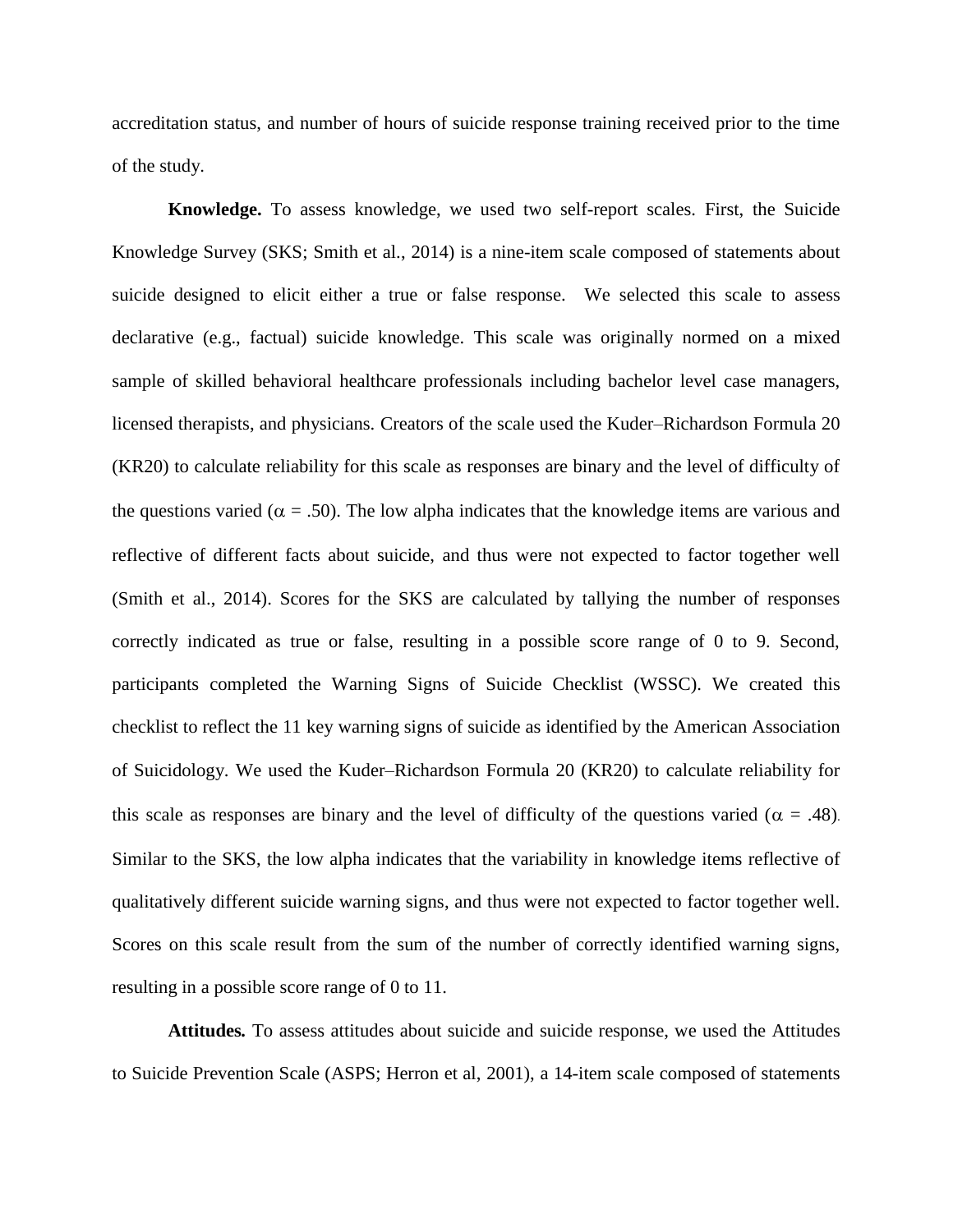accreditation status, and number of hours of suicide response training received prior to the time of the study.

**Knowledge.** To assess knowledge, we used two self-report scales. First, the Suicide Knowledge Survey (SKS; Smith et al., 2014) is a nine-item scale composed of statements about suicide designed to elicit either a true or false response. We selected this scale to assess declarative (e.g., factual) suicide knowledge. This scale was originally normed on a mixed sample of skilled behavioral healthcare professionals including bachelor level case managers, licensed therapists, and physicians. Creators of the scale used the Kuder–Richardson Formula 20 (KR20) to calculate reliability for this scale as responses are binary and the level of difficulty of the questions varied ($\alpha$ = .50). The low alpha indicates that the knowledge items are various and reflective of different facts about suicide, and thus were not expected to factor together well (Smith et al., 2014). Scores for the SKS are calculated by tallying the number of responses correctly indicated as true or false, resulting in a possible score range of 0 to 9. Second, participants completed the Warning Signs of Suicide Checklist (WSSC). We created this checklist to reflect the 11 key warning signs of suicide as identified by the American Association of Suicidology. We used the Kuder–Richardson Formula 20 (KR20) to calculate reliability for this scale as responses are binary and the level of difficulty of the questions varied ($\alpha$ = .48). Similar to the SKS, the low alpha indicates that the variability in knowledge items reflective of qualitatively different suicide warning signs, and thus were not expected to factor together well. Scores on this scale result from the sum of the number of correctly identified warning signs, resulting in a possible score range of 0 to 11.

**Attitudes.** To assess attitudes about suicide and suicide response, we used the Attitudes to Suicide Prevention Scale (ASPS; Herron et al, 2001), a 14-item scale composed of statements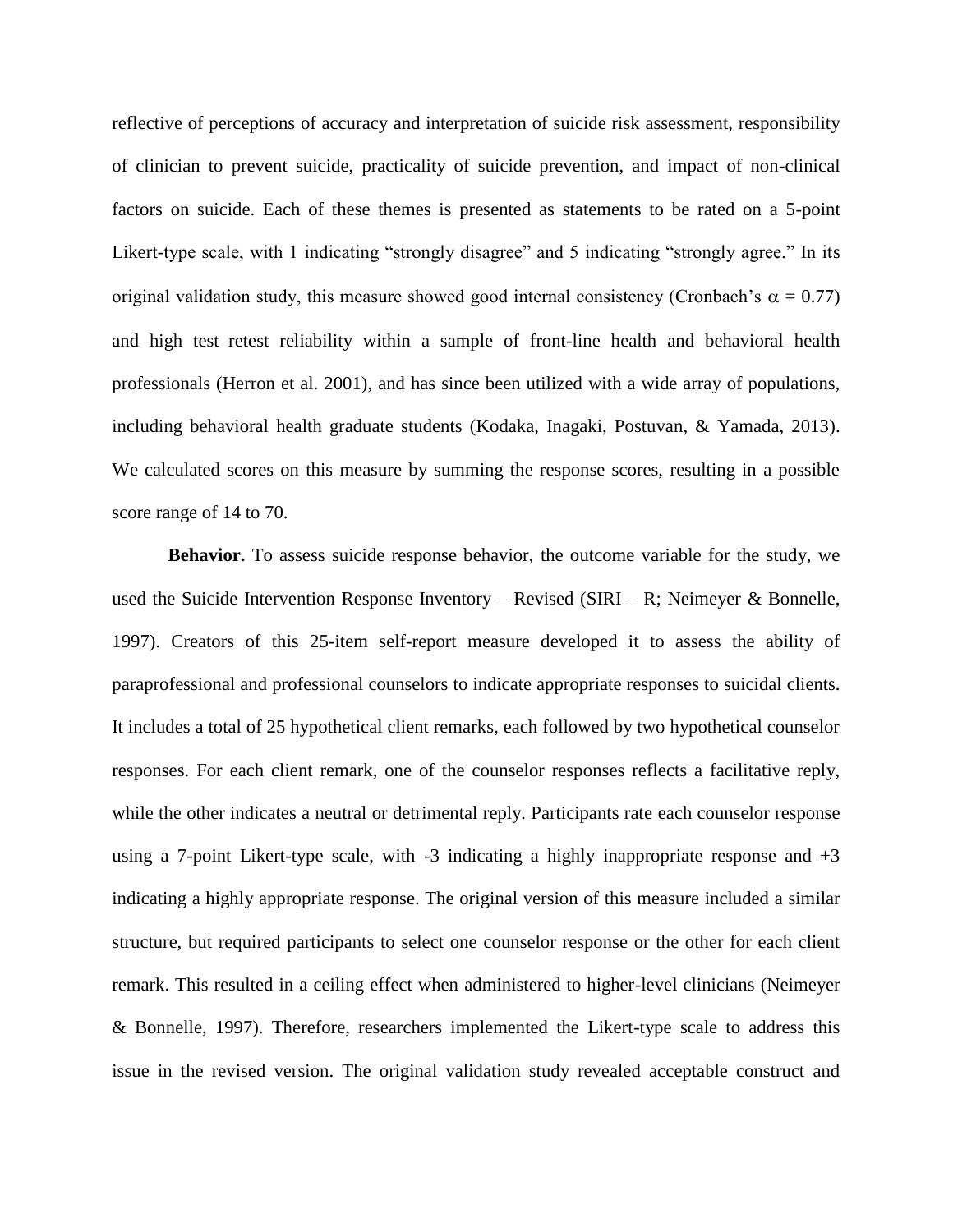reflective of perceptions of accuracy and interpretation of suicide risk assessment, responsibility of clinician to prevent suicide, practicality of suicide prevention, and impact of non-clinical factors on suicide. Each of these themes is presented as statements to be rated on a 5-point Likert-type scale, with 1 indicating "strongly disagree" and 5 indicating "strongly agree." In its original validation study, this measure showed good internal consistency (Cronbach's $\alpha = 0.77$) and high test–retest reliability within a sample of front-line health and behavioral health professionals (Herron et al. 2001), and has since been utilized with a wide array of populations, including behavioral health graduate students (Kodaka, Inagaki, Postuvan, & Yamada, 2013). We calculated scores on this measure by summing the response scores, resulting in a possible score range of 14 to 70.

**Behavior.** To assess suicide response behavior, the outcome variable for the study, we used the Suicide Intervention Response Inventory – Revised (SIRI – R; Neimeyer & Bonnelle, 1997). Creators of this 25-item self-report measure developed it to assess the ability of paraprofessional and professional counselors to indicate appropriate responses to suicidal clients. It includes a total of 25 hypothetical client remarks, each followed by two hypothetical counselor responses. For each client remark, one of the counselor responses reflects a facilitative reply, while the other indicates a neutral or detrimental reply. Participants rate each counselor response using a 7-point Likert-type scale, with -3 indicating a highly inappropriate response and +3 indicating a highly appropriate response. The original version of this measure included a similar structure, but required participants to select one counselor response or the other for each client remark. This resulted in a ceiling effect when administered to higher-level clinicians (Neimeyer & Bonnelle, 1997). Therefore, researchers implemented the Likert-type scale to address this issue in the revised version. The original validation study revealed acceptable construct and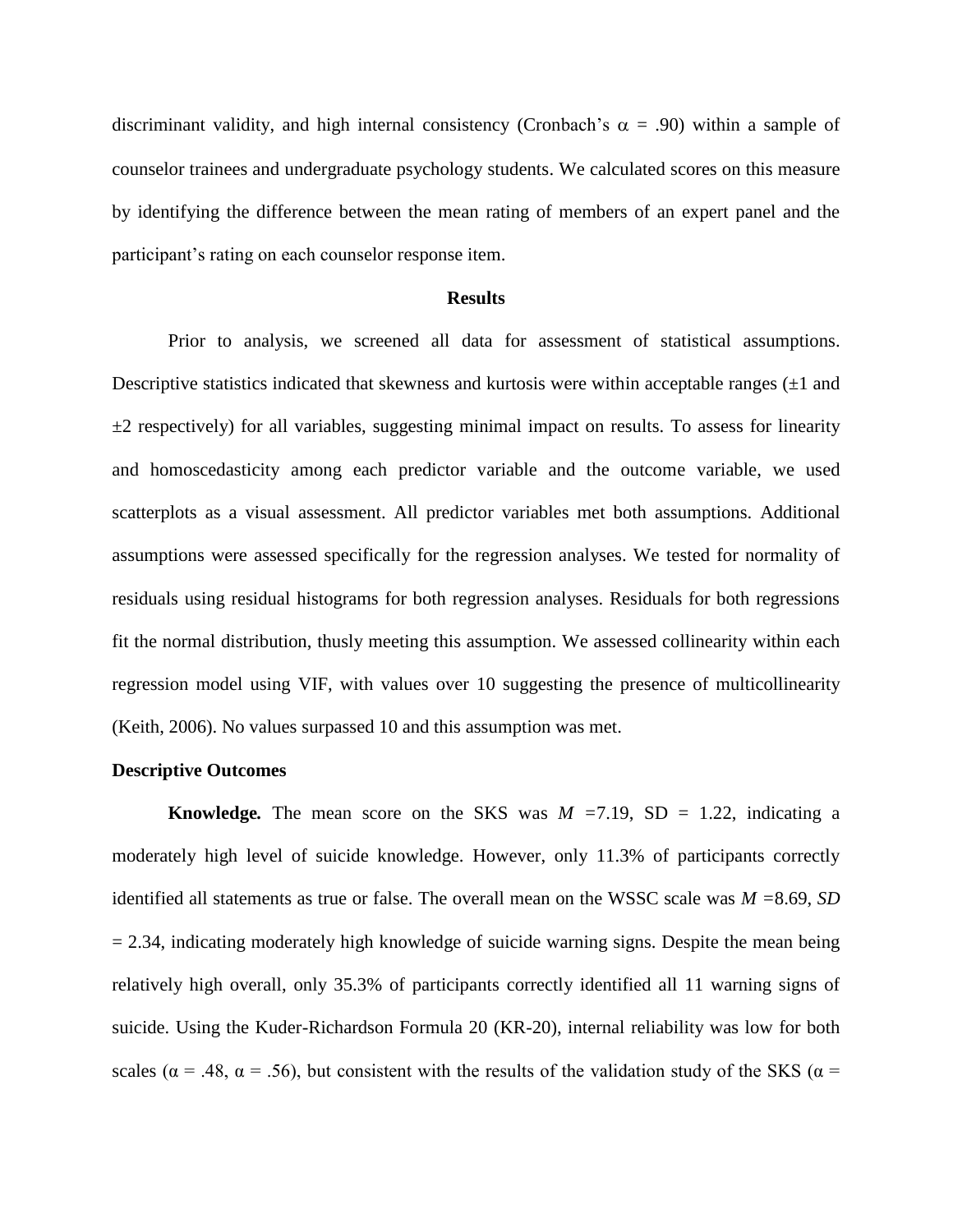discriminant validity, and high internal consistency (Cronbach's $\alpha$ = .90) within a sample of counselor trainees and undergraduate psychology students. We calculated scores on this measure by identifying the difference between the mean rating of members of an expert panel and the participant's rating on each counselor response item.

## Results

Prior to analysis, we screened all data for assessment of statistical assumptions. Descriptive statistics indicated that skewness and kurtosis were within acceptable ranges (±1 and ±2 respectively) for all variables, suggesting minimal impact on results. To assess for linearity and homoscedasticity among each predictor variable and the outcome variable, we used scatterplots as a visual assessment. All predictor variables met both assumptions. Additional assumptions were assessed specifically for the regression analyses. We tested for normality of residuals using residual histograms for both regression analyses. Residuals for both regressions fit the normal distribution, thusly meeting this assumption. We assessed collinearity within each regression model using VIF, with values over 10 suggesting the presence of multicollinearity (Keith, 2006). No values surpassed 10 and this assumption was met.

### Descriptive Outcomes

**Knowledge.** The mean score on the SKS was $M$ =7.19, SD = 1.22, indicating a moderately high level of suicide knowledge. However, only 11.3% of participants correctly identified all statements as true or false. The overall mean on the WSSC scale was $M$ =8.69, $SD$ = 2.34, indicating moderately high knowledge of suicide warning signs. Despite the mean being relatively high overall, only 35.3% of participants correctly identified all 11 warning signs of suicide. Using the Kuder-Richardson Formula 20 (KR-20), internal reliability was low for both scales ($\alpha$ = .48, $\alpha$ = .56), but consistent with the results of the validation study of the SKS ($\alpha$ =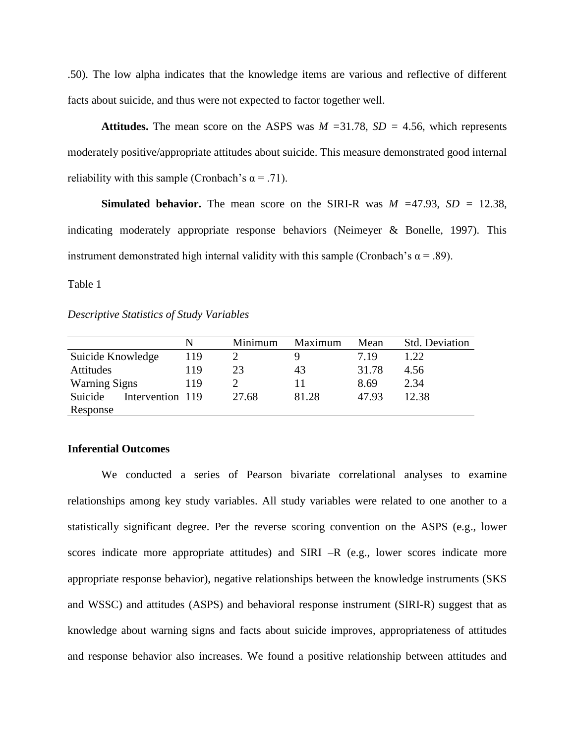.50). The low alpha indicates that the knowledge items are various and reflective of different facts about suicide, and thus were not expected to factor together well.

**Attitudes.** The mean score on the ASPS was $M$ =31.78, $SD$ = 4.56, which represents moderately positive/appropriate attitudes about suicide. This measure demonstrated good internal reliability with this sample (Cronbach's $\alpha = .71$).

**Simulated behavior.** The mean score on the SIRI-R was $M$ =47.93, $SD$ = 12.38, indicating moderately appropriate response behaviors (Neimeyer & Bonelle, 1997). This instrument demonstrated high internal validity with this sample (Cronbach's $\alpha = .89$).

Table 1

*Descriptive Statistics of Study Variables*

| | N | Minimum | Maximum | Mean | Std. Deviation |
|---|---|---|---|---|---|
| Suicide Knowledge | 119 | 2 | 9 | 7.19 | 1.22 |
| Attitudes | 119 | 23 | 43 | 31.78 | 4.56 |
| Warning Signs | 119 | 2 | 11 | 8.69 | 2.34 |
| Suicide Intervention Response | 119 | 27.68 | 81.28 | 47.93 | 12.38 |

**Inferential Outcomes**

We conducted a series of Pearson bivariate correlational analyses to examine relationships among key study variables. All study variables were related to one another to a statistically significant degree. Per the reverse scoring convention on the ASPS (e.g., lower scores indicate more appropriate attitudes) and SIRI –R (e.g., lower scores indicate more appropriate response behavior), negative relationships between the knowledge instruments (SKS and WSSC) and attitudes (ASPS) and behavioral response instrument (SIRI-R) suggest that as knowledge about warning signs and facts about suicide improves, appropriateness of attitudes and response behavior also increases. We found a positive relationship between attitudes and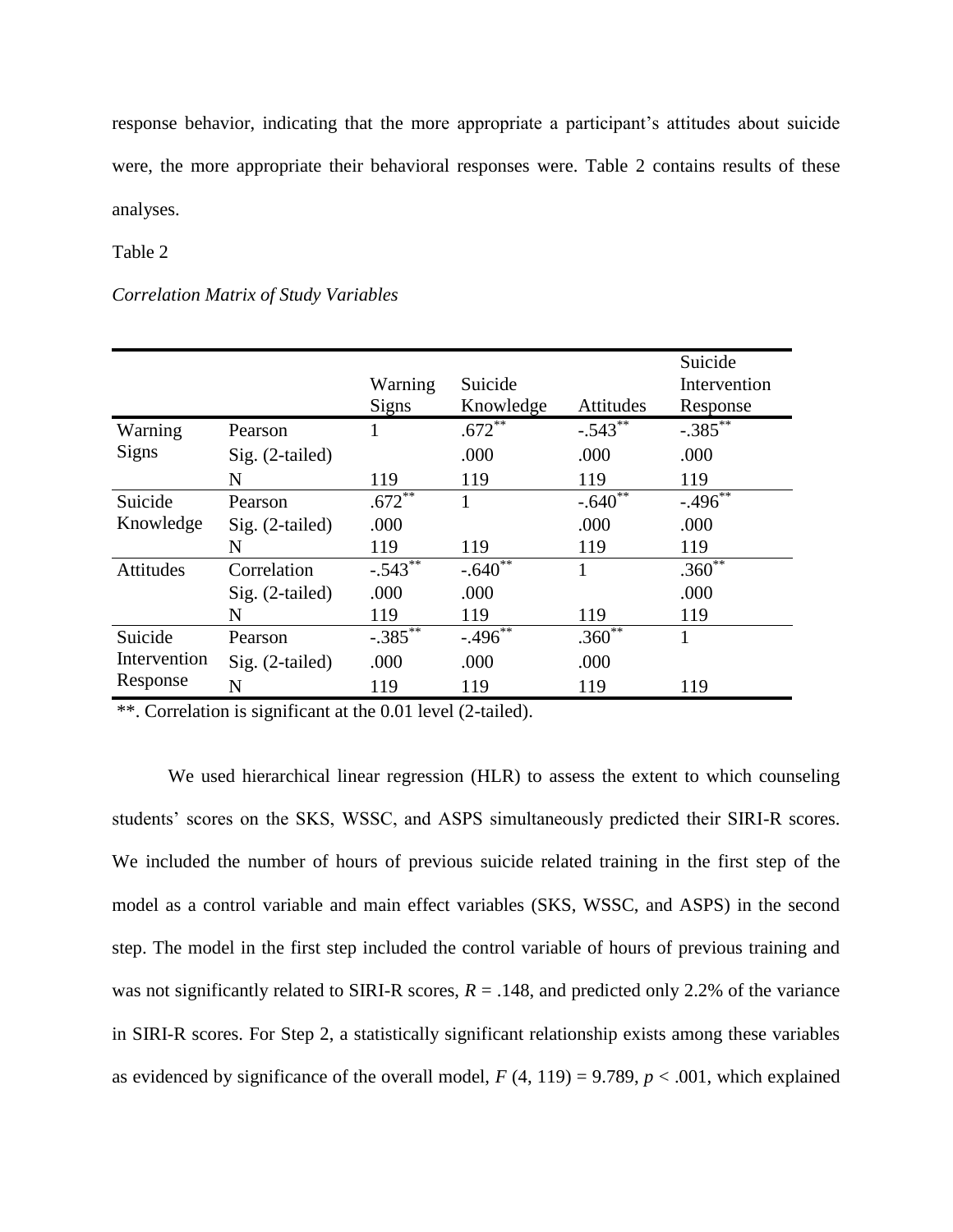response behavior, indicating that the more appropriate a participant's attitudes about suicide were, the more appropriate their behavioral responses were. Table 2 contains results of these analyses.

Table 2

*Correlation Matrix of Study Variables*

| | | Warning Signs | Suicide Knowledge | Attitudes | Suicide Intervention Response |
|---|---|---|---|---|---|
| Warning Signs | Pearson | 1 | .672** | -.543** | -.385** |
| | Sig. (2-tailed) | | .000 | .000 | .000 |
| | N | 119 | 119 | 119 | 119 |
| Suicide Knowledge | Pearson | .672** | 1 | -.640** | -.496** |
| | Sig. (2-tailed) | .000 | | .000 | .000 |
| | N | 119 | 119 | 119 | 119 |
| Attitudes | Correlation | -.543** | -.640** | 1 | .360** |
| | Sig. (2-tailed) | .000 | .000 | | .000 |
| | N | 119 | 119 | 119 | 119 |
| Suicide Intervention Response | Pearson | -.385** | -.496** | .360** | 1 |
| | Sig. (2-tailed) | .000 | .000 | .000 | |
| | N | 119 | 119 | 119 | 119 |

**. Correlation is significant at the 0.01 level (2-tailed).

We used hierarchical linear regression (HLR) to assess the extent to which counseling students' scores on the SKS, WSSC, and ASPS simultaneously predicted their SIRI-R scores. We included the number of hours of previous suicide related training in the first step of the model as a control variable and main effect variables (SKS, WSSC, and ASPS) in the second step. The model in the first step included the control variable of hours of previous training and was not significantly related to SIRI-R scores, $R = .148$, and predicted only 2.2% of the variance in SIRI-R scores. For Step 2, a statistically significant relationship exists among these variables as evidenced by significance of the overall model, $F\ (4, 119) = 9.789$, $p < .001$, which explained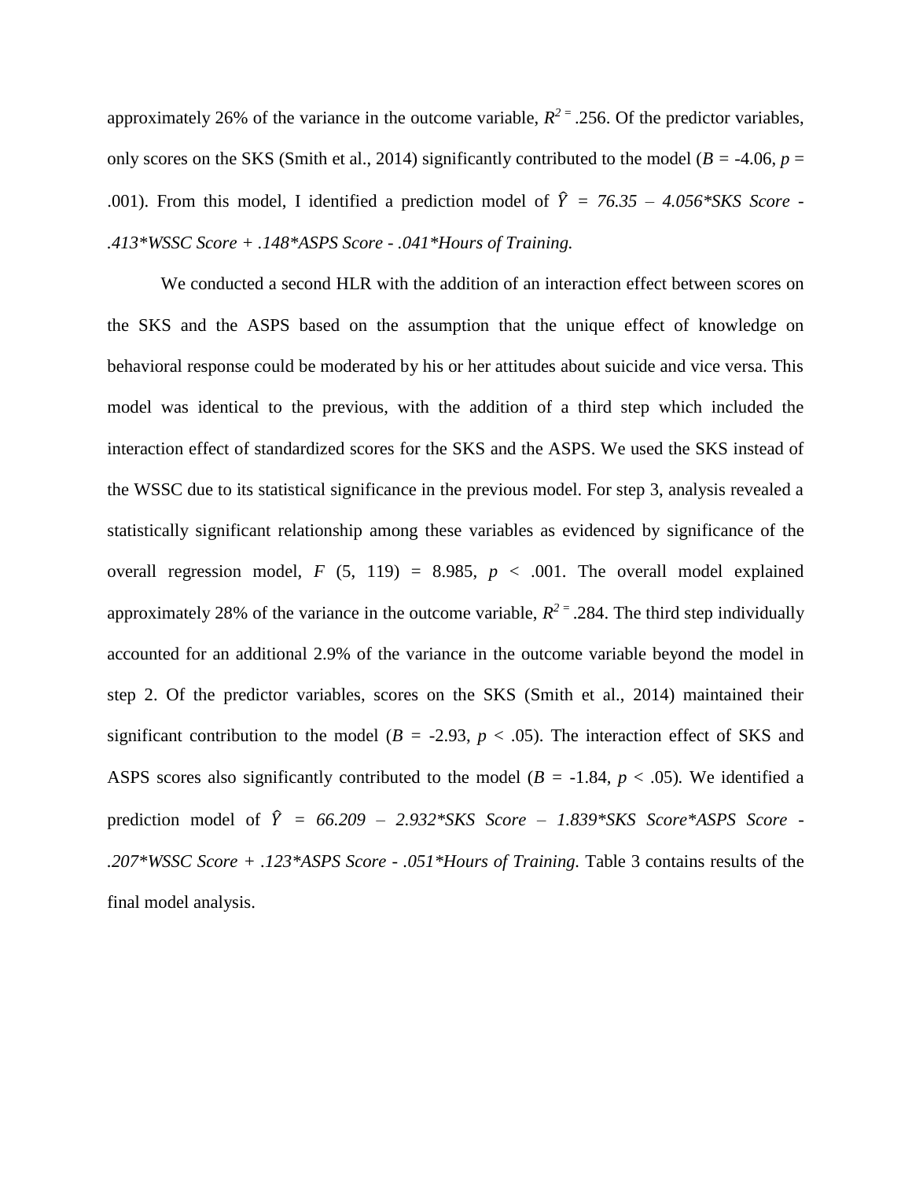approximately 26% of the variance in the outcome variable, $R^2 = .256$. Of the predictor variables, only scores on the SKS (Smith et al., 2014) significantly contributed to the model ($B$ = -4.06, $p$ = .001). From this model, I identified a prediction model of $\hat{Y}$ = *76.35 – 4.056*SKS Score - .413*WSSC Score + .148*ASPS Score - .041*Hours of Training.*

We conducted a second HLR with the addition of an interaction effect between scores on the SKS and the ASPS based on the assumption that the unique effect of knowledge on behavioral response could be moderated by his or her attitudes about suicide and vice versa. This model was identical to the previous, with the addition of a third step which included the interaction effect of standardized scores for the SKS and the ASPS. We used the SKS instead of the WSSC due to its statistical significance in the previous model. For step 3, analysis revealed a statistically significant relationship among these variables as evidenced by significance of the overall regression model, $F$ (5, 119) = 8.985, $p < .001$. The overall model explained approximately 28% of the variance in the outcome variable, $R^2 = .284$. The third step individually accounted for an additional 2.9% of the variance in the outcome variable beyond the model in step 2. Of the predictor variables, scores on the SKS (Smith et al., 2014) maintained their significant contribution to the model ($B$ = -2.93, $p < .05$). The interaction effect of SKS and ASPS scores also significantly contributed to the model ($B$ = -1.84, $p < .05$). We identified a prediction model of $\hat{Y}$ = *66.209 – 2.932*SKS Score – 1.839*SKS Score*ASPS Score - .207*WSSC Score + .123*ASPS Score - .051*Hours of Training.* Table 3 contains results of the final model analysis.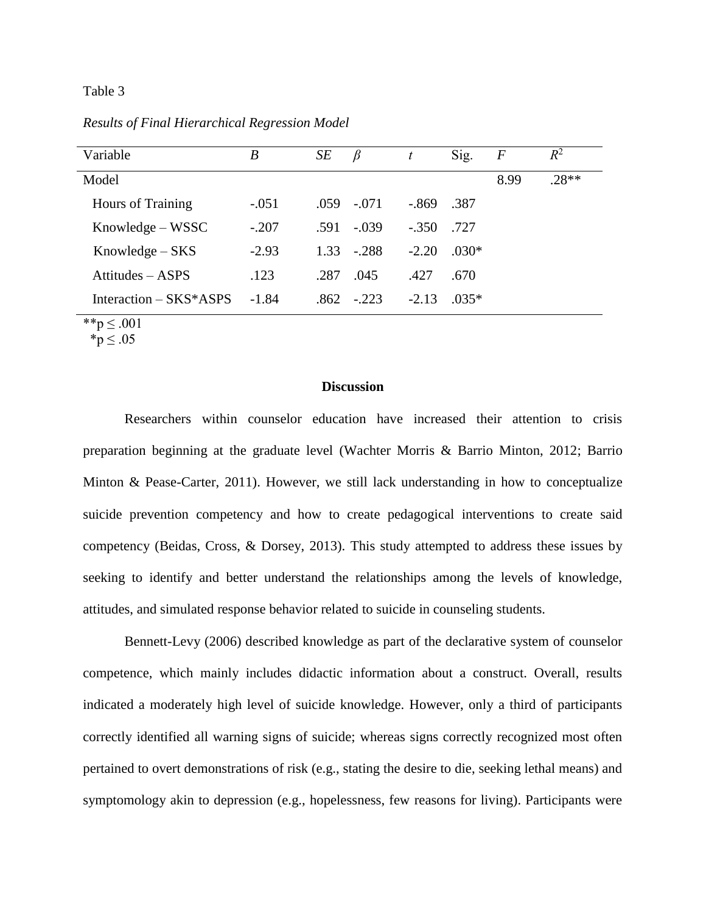Table 3

*Results of Final Hierarchical Regression Model*

| Variable | *B* | *SE* | *β* | *t* | Sig. | *F* | $R^2$ |
|---|---|---|---|---|---|---|---|
| Model | | | | | | 8.99 | .28** |
| Hours of Training | -.051 | .059 | -.071 | -.869 | .387 | | |
| Knowledge – WSSC | -.207 | .591 | -.039 | -.350 | .727 | | |
| Knowledge – SKS | -2.93 | 1.33 | -.288 | -2.20 | .030* | | |
| Attitudes – ASPS | .123 | .287 | .045 | .427 | .670 | | |
| Interaction – SKS*ASPS | -1.84 | .862 | -.223 | -2.13 | .035* | | |

**$p \leq .001$
*$p \leq .05$

## Discussion

Researchers within counselor education have increased their attention to crisis preparation beginning at the graduate level (Wachter Morris & Barrio Minton, 2012; Barrio Minton & Pease-Carter, 2011). However, we still lack understanding in how to conceptualize suicide prevention competency and how to create pedagogical interventions to create said competency (Beidas, Cross, & Dorsey, 2013). This study attempted to address these issues by seeking to identify and better understand the relationships among the levels of knowledge, attitudes, and simulated response behavior related to suicide in counseling students.

Bennett-Levy (2006) described knowledge as part of the declarative system of counselor competence, which mainly includes didactic information about a construct. Overall, results indicated a moderately high level of suicide knowledge. However, only a third of participants correctly identified all warning signs of suicide; whereas signs correctly recognized most often pertained to overt demonstrations of risk (e.g., stating the desire to die, seeking lethal means) and symptomology akin to depression (e.g., hopelessness, few reasons for living). Participants were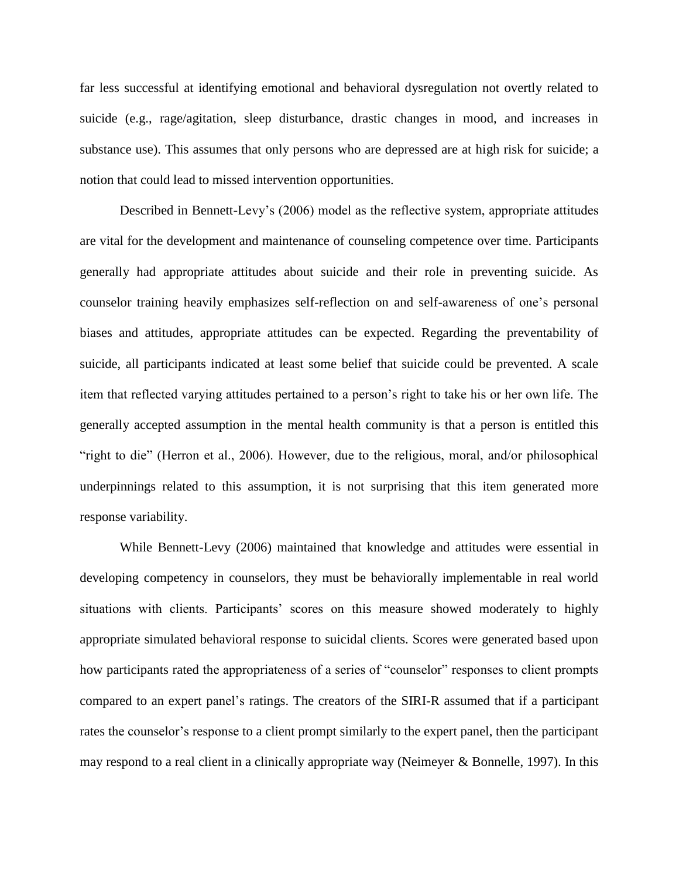far less successful at identifying emotional and behavioral dysregulation not overtly related to suicide (e.g., rage/agitation, sleep disturbance, drastic changes in mood, and increases in substance use). This assumes that only persons who are depressed are at high risk for suicide; a notion that could lead to missed intervention opportunities.

Described in Bennett-Levy's (2006) model as the reflective system, appropriate attitudes are vital for the development and maintenance of counseling competence over time. Participants generally had appropriate attitudes about suicide and their role in preventing suicide. As counselor training heavily emphasizes self-reflection on and self-awareness of one's personal biases and attitudes, appropriate attitudes can be expected. Regarding the preventability of suicide, all participants indicated at least some belief that suicide could be prevented. A scale item that reflected varying attitudes pertained to a person's right to take his or her own life. The generally accepted assumption in the mental health community is that a person is entitled this "right to die" (Herron et al., 2006). However, due to the religious, moral, and/or philosophical underpinnings related to this assumption, it is not surprising that this item generated more response variability.

While Bennett-Levy (2006) maintained that knowledge and attitudes were essential in developing competency in counselors, they must be behaviorally implementable in real world situations with clients. Participants' scores on this measure showed moderately to highly appropriate simulated behavioral response to suicidal clients. Scores were generated based upon how participants rated the appropriateness of a series of "counselor" responses to client prompts compared to an expert panel's ratings. The creators of the SIRI-R assumed that if a participant rates the counselor's response to a client prompt similarly to the expert panel, then the participant may respond to a real client in a clinically appropriate way (Neimeyer & Bonnelle, 1997). In this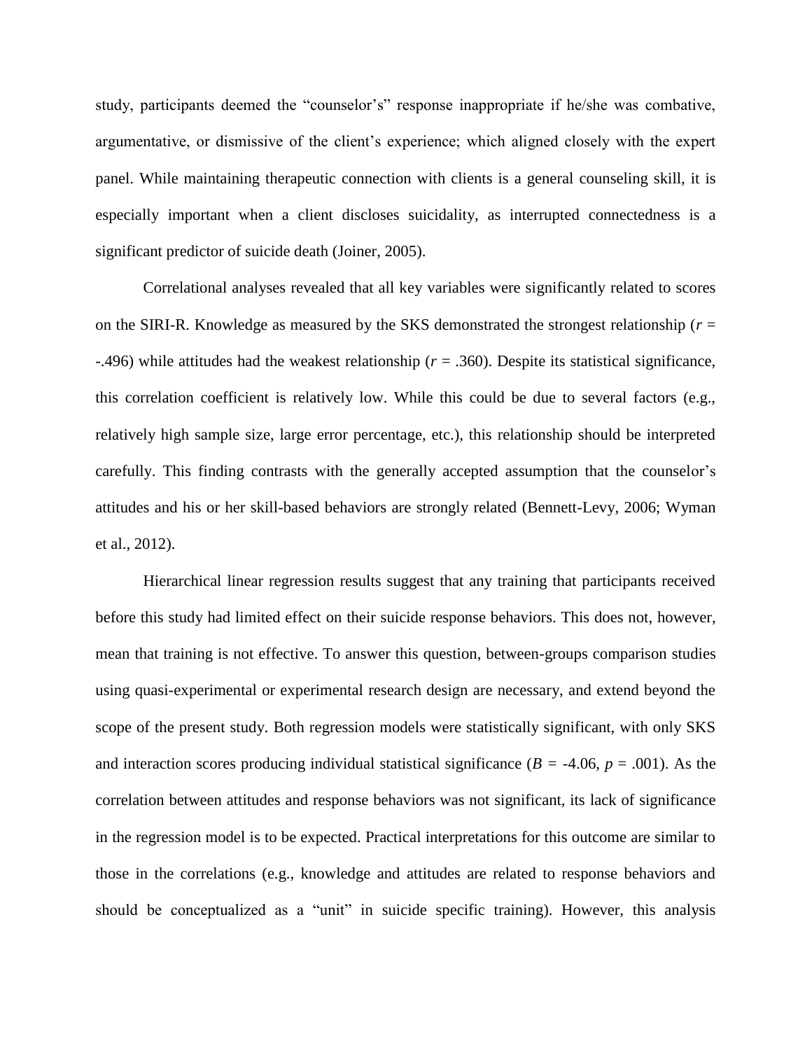study, participants deemed the "counselor's" response inappropriate if he/she was combative, argumentative, or dismissive of the client's experience; which aligned closely with the expert panel. While maintaining therapeutic connection with clients is a general counseling skill, it is especially important when a client discloses suicidality, as interrupted connectedness is a significant predictor of suicide death (Joiner, 2005).

Correlational analyses revealed that all key variables were significantly related to scores on the SIRI-R. Knowledge as measured by the SKS demonstrated the strongest relationship ($r$ = -.496) while attitudes had the weakest relationship ($r$ = .360). Despite its statistical significance, this correlation coefficient is relatively low. While this could be due to several factors (e.g., relatively high sample size, large error percentage, etc.), this relationship should be interpreted carefully. This finding contrasts with the generally accepted assumption that the counselor's attitudes and his or her skill-based behaviors are strongly related (Bennett-Levy, 2006; Wyman et al., 2012).

Hierarchical linear regression results suggest that any training that participants received before this study had limited effect on their suicide response behaviors. This does not, however, mean that training is not effective. To answer this question, between-groups comparison studies using quasi-experimental or experimental research design are necessary, and extend beyond the scope of the present study. Both regression models were statistically significant, with only SKS and interaction scores producing individual statistical significance ($B$ = -4.06, $p$ = .001). As the correlation between attitudes and response behaviors was not significant, its lack of significance in the regression model is to be expected. Practical interpretations for this outcome are similar to those in the correlations (e.g., knowledge and attitudes are related to response behaviors and should be conceptualized as a "unit" in suicide specific training). However, this analysis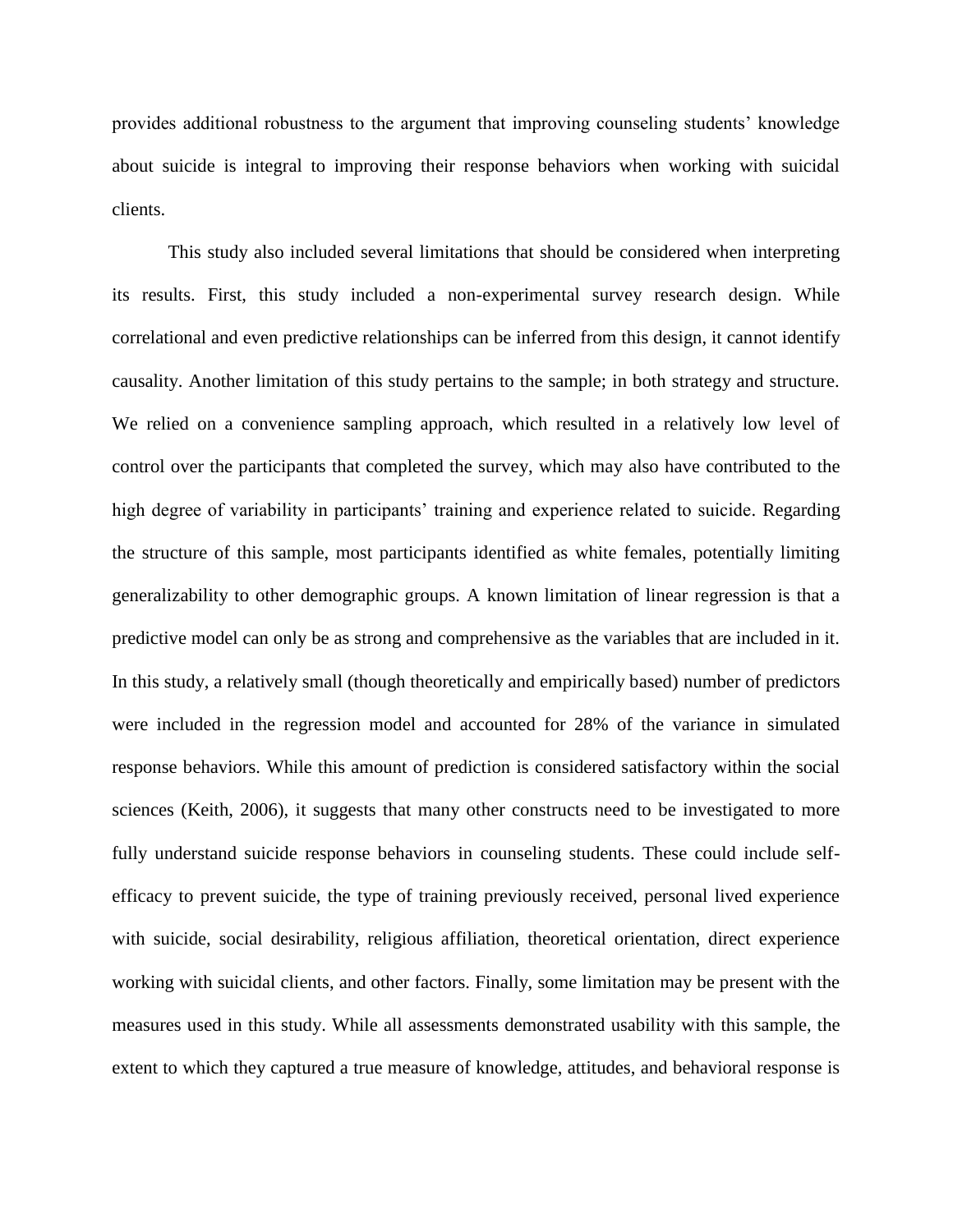provides additional robustness to the argument that improving counseling students' knowledge about suicide is integral to improving their response behaviors when working with suicidal clients.

This study also included several limitations that should be considered when interpreting its results. First, this study included a non-experimental survey research design. While correlational and even predictive relationships can be inferred from this design, it cannot identify causality. Another limitation of this study pertains to the sample; in both strategy and structure. We relied on a convenience sampling approach, which resulted in a relatively low level of control over the participants that completed the survey, which may also have contributed to the high degree of variability in participants' training and experience related to suicide. Regarding the structure of this sample, most participants identified as white females, potentially limiting generalizability to other demographic groups. A known limitation of linear regression is that a predictive model can only be as strong and comprehensive as the variables that are included in it. In this study, a relatively small (though theoretically and empirically based) number of predictors were included in the regression model and accounted for 28% of the variance in simulated response behaviors. While this amount of prediction is considered satisfactory within the social sciences (Keith, 2006), it suggests that many other constructs need to be investigated to more fully understand suicide response behaviors in counseling students. These could include self-efficacy to prevent suicide, the type of training previously received, personal lived experience with suicide, social desirability, religious affiliation, theoretical orientation, direct experience working with suicidal clients, and other factors. Finally, some limitation may be present with the measures used in this study. While all assessments demonstrated usability with this sample, the extent to which they captured a true measure of knowledge, attitudes, and behavioral response is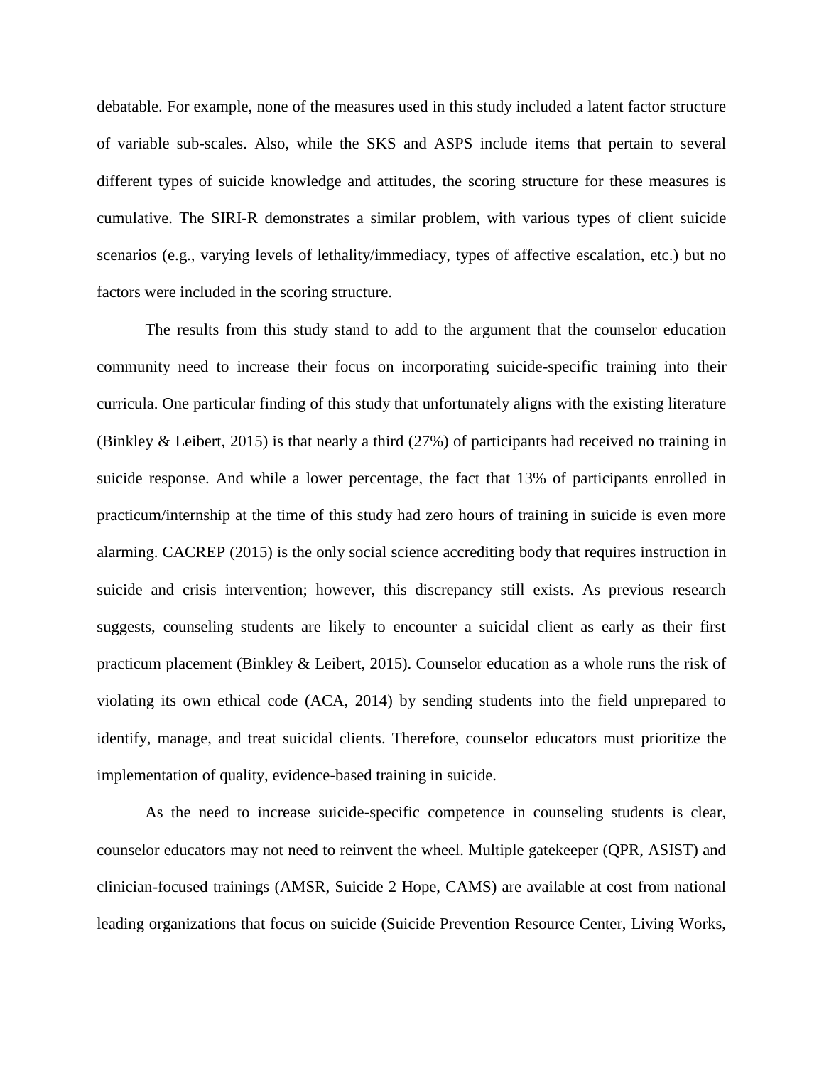debatable. For example, none of the measures used in this study included a latent factor structure of variable sub-scales. Also, while the SKS and ASPS include items that pertain to several different types of suicide knowledge and attitudes, the scoring structure for these measures is cumulative. The SIRI-R demonstrates a similar problem, with various types of client suicide scenarios (e.g., varying levels of lethality/immediacy, types of affective escalation, etc.) but no factors were included in the scoring structure.

The results from this study stand to add to the argument that the counselor education community need to increase their focus on incorporating suicide-specific training into their curricula. One particular finding of this study that unfortunately aligns with the existing literature (Binkley & Leibert, 2015) is that nearly a third (27%) of participants had received no training in suicide response. And while a lower percentage, the fact that 13% of participants enrolled in practicum/internship at the time of this study had zero hours of training in suicide is even more alarming. CACREP (2015) is the only social science accrediting body that requires instruction in suicide and crisis intervention; however, this discrepancy still exists. As previous research suggests, counseling students are likely to encounter a suicidal client as early as their first practicum placement (Binkley & Leibert, 2015). Counselor education as a whole runs the risk of violating its own ethical code (ACA, 2014) by sending students into the field unprepared to identify, manage, and treat suicidal clients. Therefore, counselor educators must prioritize the implementation of quality, evidence-based training in suicide.

As the need to increase suicide-specific competence in counseling students is clear, counselor educators may not need to reinvent the wheel. Multiple gatekeeper (QPR, ASIST) and clinician-focused trainings (AMSR, Suicide 2 Hope, CAMS) are available at cost from national leading organizations that focus on suicide (Suicide Prevention Resource Center, Living Works,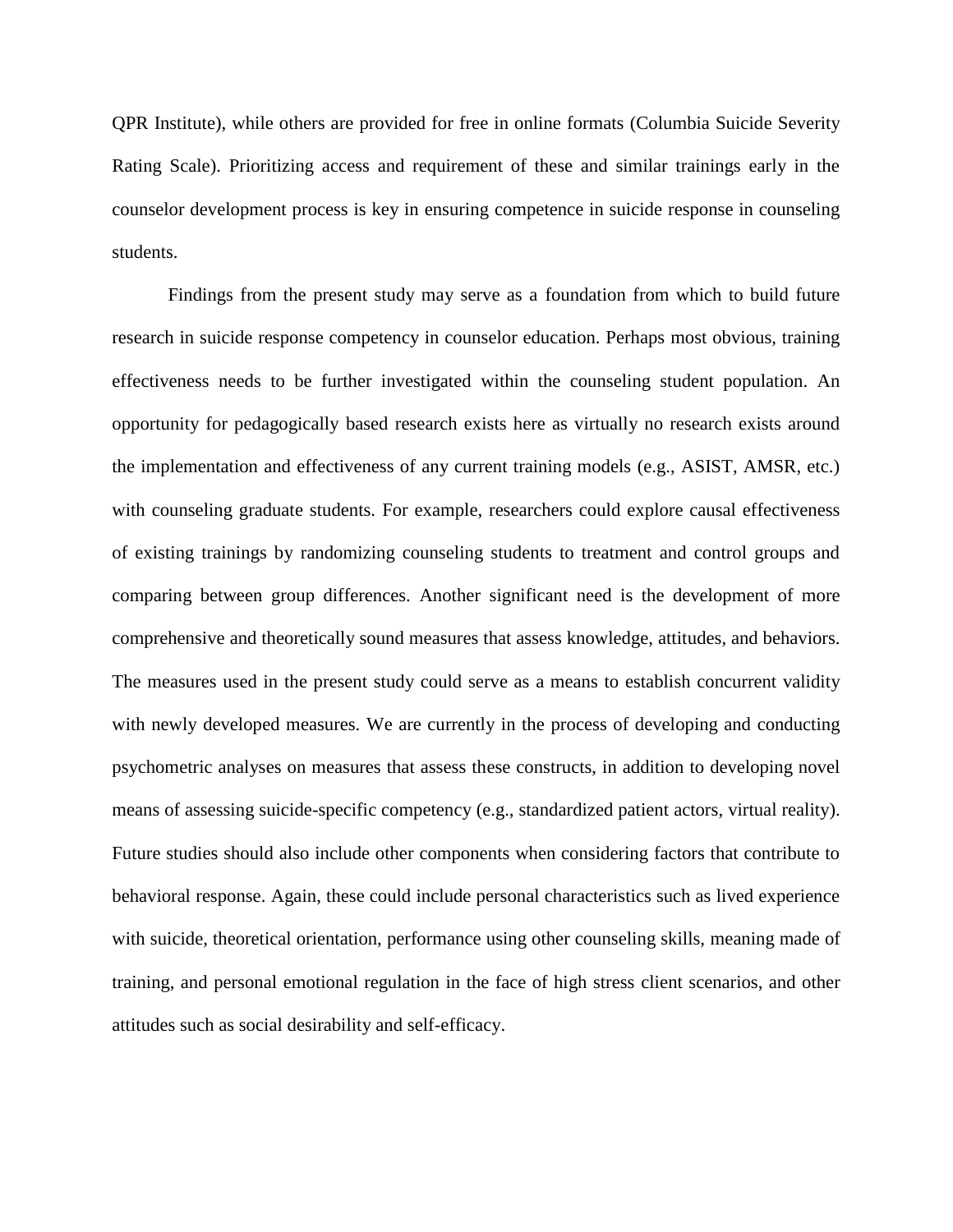QPR Institute), while others are provided for free in online formats (Columbia Suicide Severity Rating Scale). Prioritizing access and requirement of these and similar trainings early in the counselor development process is key in ensuring competence in suicide response in counseling students.

Findings from the present study may serve as a foundation from which to build future research in suicide response competency in counselor education. Perhaps most obvious, training effectiveness needs to be further investigated within the counseling student population. An opportunity for pedagogically based research exists here as virtually no research exists around the implementation and effectiveness of any current training models (e.g., ASIST, AMSR, etc.) with counseling graduate students. For example, researchers could explore causal effectiveness of existing trainings by randomizing counseling students to treatment and control groups and comparing between group differences. Another significant need is the development of more comprehensive and theoretically sound measures that assess knowledge, attitudes, and behaviors. The measures used in the present study could serve as a means to establish concurrent validity with newly developed measures. We are currently in the process of developing and conducting psychometric analyses on measures that assess these constructs, in addition to developing novel means of assessing suicide-specific competency (e.g., standardized patient actors, virtual reality). Future studies should also include other components when considering factors that contribute to behavioral response. Again, these could include personal characteristics such as lived experience with suicide, theoretical orientation, performance using other counseling skills, meaning made of training, and personal emotional regulation in the face of high stress client scenarios, and other attitudes such as social desirability and self-efficacy.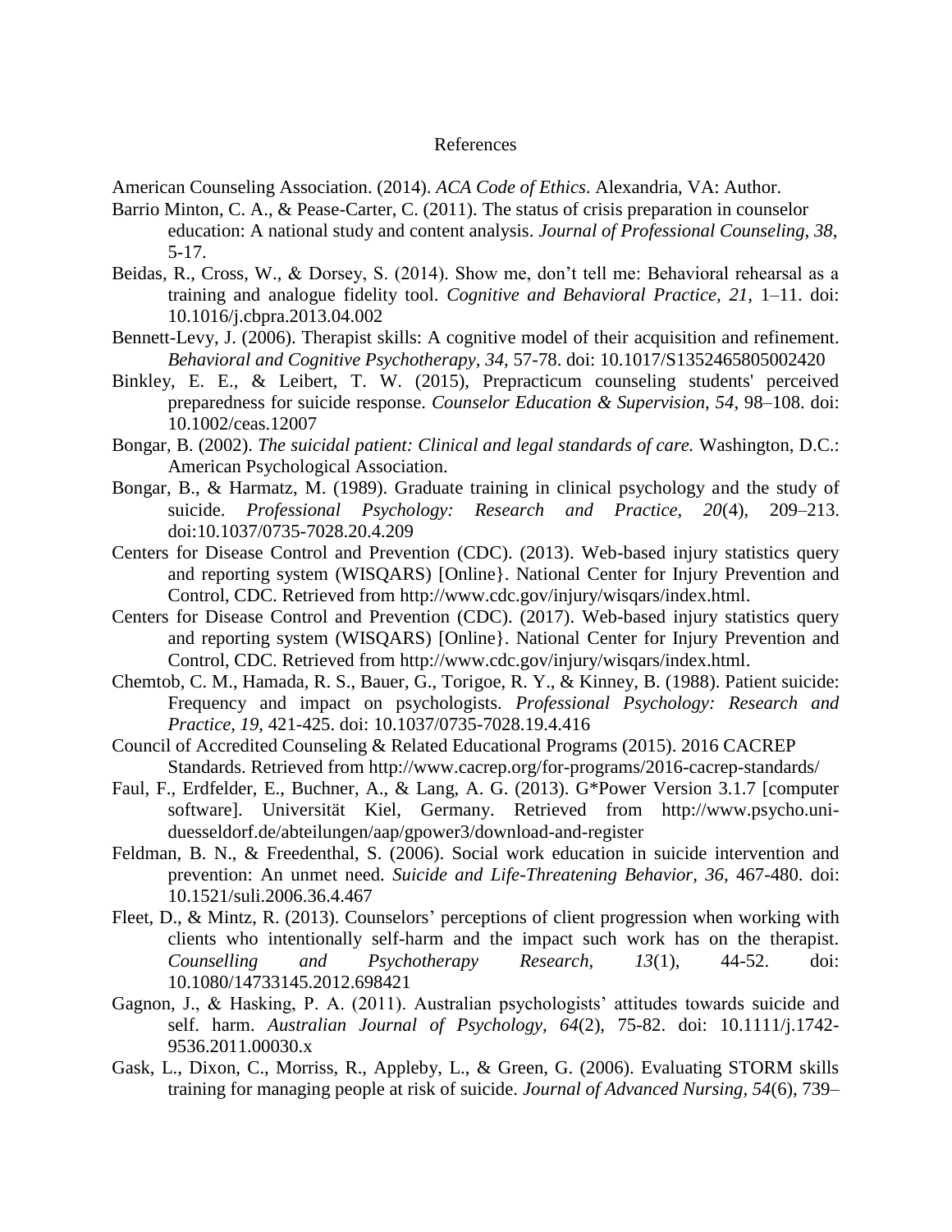# References

American Counseling Association. (2014). *ACA Code of Ethics*. Alexandria, VA: Author.

Barrio Minton, C. A., & Pease-Carter, C. (2011). The status of crisis preparation in counselor education: A national study and content analysis. *Journal of Professional Counseling, 38*, 5-17.

Beidas, R., Cross, W., & Dorsey, S. (2014). Show me, don't tell me: Behavioral rehearsal as a training and analogue fidelity tool. *Cognitive and Behavioral Practice, 21*, 1–11. doi: 10.1016/j.cbpra.2013.04.002

Bennett-Levy, J. (2006). Therapist skills: A cognitive model of their acquisition and refinement. *Behavioral and Cognitive Psychotherapy, 34*, 57-78. doi: 10.1017/S1352465805002420

Binkley, E. E., & Leibert, T. W. (2015), Prepracticum counseling students' perceived preparedness for suicide response. *Counselor Education & Supervision, 54*, 98–108. doi: 10.1002/ceas.12007

Bongar, B. (2002). *The suicidal patient: Clinical and legal standards of care.* Washington, D.C.: American Psychological Association.

Bongar, B., & Harmatz, M. (1989). Graduate training in clinical psychology and the study of suicide. *Professional Psychology: Research and Practice*, *20*(4), 209–213. doi:10.1037/0735-7028.20.4.209

Centers for Disease Control and Prevention (CDC). (2013). Web-based injury statistics query and reporting system (WISQARS) [Online}. National Center for Injury Prevention and Control, CDC. Retrieved from http://www.cdc.gov/injury/wisqars/index.html.

Centers for Disease Control and Prevention (CDC). (2017). Web-based injury statistics query and reporting system (WISQARS) [Online}. National Center for Injury Prevention and Control, CDC. Retrieved from http://www.cdc.gov/injury/wisqars/index.html.

Chemtob, C. M., Hamada, R. S., Bauer, G., Torigoe, R. Y., & Kinney, B. (1988). Patient suicide: Frequency and impact on psychologists. *Professional Psychology: Research and Practice, 19*, 421-425. doi: 10.1037/0735-7028.19.4.416

Council of Accredited Counseling & Related Educational Programs (2015). 2016 CACREP Standards. Retrieved from http://www.cacrep.org/for-programs/2016-cacrep-standards/

Faul, F., Erdfelder, E., Buchner, A., & Lang, A. G. (2013). G*Power Version 3.1.7 [computer software]. Universität Kiel, Germany. Retrieved from http://www.psycho.uni-duesseldorf.de/abteilungen/aap/gpower3/download-and-register

Feldman, B. N., & Freedenthal, S. (2006). Social work education in suicide intervention and prevention: An unmet need. *Suicide and Life-Threatening Behavior, 36*, 467-480. doi: 10.1521/suli.2006.36.4.467

Fleet, D., & Mintz, R. (2013). Counselors' perceptions of client progression when working with clients who intentionally self-harm and the impact such work has on the therapist. *Counselling and Psychotherapy Research, 13*(1), 44-52. doi: 10.1080/14733145.2012.698421

Gagnon, J., & Hasking, P. A. (2011). Australian psychologists' attitudes towards suicide and self. harm. *Australian Journal of Psychology, 64*(2), 75-82. doi: 10.1111/j.1742-9536.2011.00030.x

Gask, L., Dixon, C., Morriss, R., Appleby, L., & Green, G. (2006). Evaluating STORM skills training for managing people at risk of suicide. *Journal of Advanced Nursing, 54*(6), 739–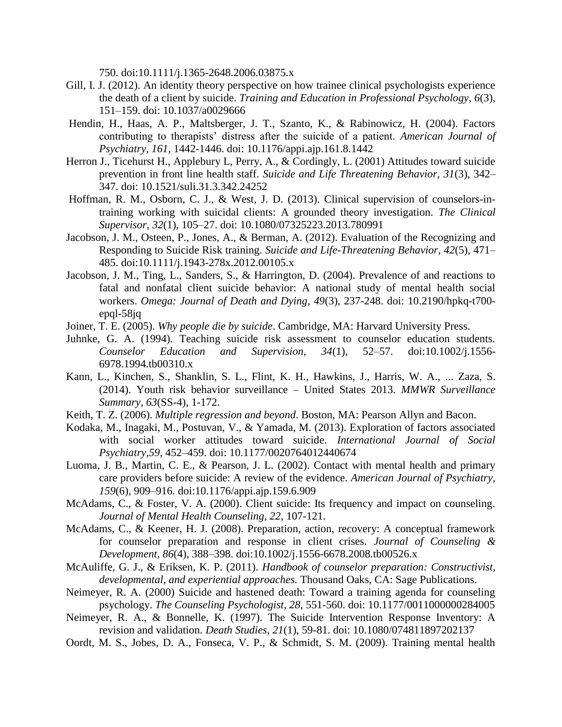750. doi:10.1111/j.1365-2648.2006.03875.x

Gill, I. J. (2012). An identity theory perspective on how trainee clinical psychologists experience the death of a client by suicide. *Training and Education in Professional Psychology*, *6*(3), 151–159. doi: 10.1037/a0029666

Hendin, H., Haas, A. P., Maltsberger, J. T., Szanto, K., & Rabinowicz, H. (2004). Factors contributing to therapists' distress after the suicide of a patient. *American Journal of Psychiatry*, *161*, 1442-1446. doi: 10.1176/appi.ajp.161.8.1442

Herron J., Ticehurst H., Applebury L, Perry, A., & Cordingly, L. (2001) Attitudes toward suicide prevention in front line health staff. *Suicide and Life Threatening Behavior, 31*(3), 342–347. doi: 10.1521/suli.31.3.342.24252

Hoffman, R. M., Osborn, C. J., & West, J. D. (2013). Clinical supervision of counselors-in-training working with suicidal clients: A grounded theory investigation. *The Clinical Supervisor*, *32*(1), 105–27. doi: 10.1080/07325223.2013.780991

Jacobson, J. M., Osteen, P., Jones, A., & Berman, A. (2012). Evaluation of the Recognizing and Responding to Suicide Risk training. *Suicide and Life-Threatening Behavior, 42*(5), 471–485. doi:10.1111/j.1943-278x.2012.00105.x

Jacobson, J. M., Ting, L., Sanders, S., & Harrington, D. (2004). Prevalence of and reactions to fatal and nonfatal client suicide behavior: A national study of mental health social workers. *Omega: Journal of Death and Dying*, *49*(3), 237-248. doi: 10.2190/hpkq-t700-epql-58jq

Joiner, T. E. (2005). *Why people die by suicide*. Cambridge, MA: Harvard University Press.

Juhnke, G. A. (1994). Teaching suicide risk assessment to counselor education students. *Counselor Education and Supervision, 34*(1), 52–57. doi:10.1002/j.1556-6978.1994.tb00310.x

Kann, L., Kinchen, S., Shanklin, S. L., Flint, K. H., Hawkins, J., Harris, W. A., ... Zaza, S. (2014). Youth risk behavior surveillance – United States 2013. *MMWR Surveillance Summary, 63*(SS-4), 1-172.

Keith, T. Z. (2006). *Multiple regression and beyond*. Boston, MA: Pearson Allyn and Bacon.

Kodaka, M., Inagaki, M., Postuvan, V., & Yamada, M. (2013). Exploration of factors associated with social worker attitudes toward suicide. *International Journal of Social Psychiatry,59*, 452–459. doi: 10.1177/0020764012440674

Luoma, J. B., Martin, C. E., & Pearson, J. L. (2002). Contact with mental health and primary care providers before suicide: A review of the evidence. *American Journal of Psychiatry, 159*(6), 909–916. doi:10.1176/appi.ajp.159.6.909

McAdams, C., & Foster, V. A. (2000). Client suicide: Its frequency and impact on counseling. *Journal of Mental Health Counseling, 22,* 107-121.

McAdams, C., & Keener, H. J. (2008). Preparation, action, recovery: A conceptual framework for counselor preparation and response in client crises. *Journal of Counseling & Development, 86*(4), 388–398. doi:10.1002/j.1556-6678.2008.tb00526.x

McAuliffe, G. J., & Eriksen, K. P. (2011). *Handbook of counselor preparation: Constructivist, developmental, and experiential approaches.* Thousand Oaks, CA: Sage Publications.

Neimeyer, R. A. (2000) Suicide and hastened death: Toward a training agenda for counseling psychology. *The Counseling Psychologist, 28*, 551-560. doi: 10.1177/0011000000284005

Neimeyer, R. A., & Bonnelle, K. (1997). The Suicide Intervention Response Inventory: A revision and validation. *Death Studies, 21*(1), 59-81. doi: 10.1080/074811897202137

Oordt, M. S., Jobes, D. A., Fonseca, V. P., & Schmidt, S. M. (2009). Training mental health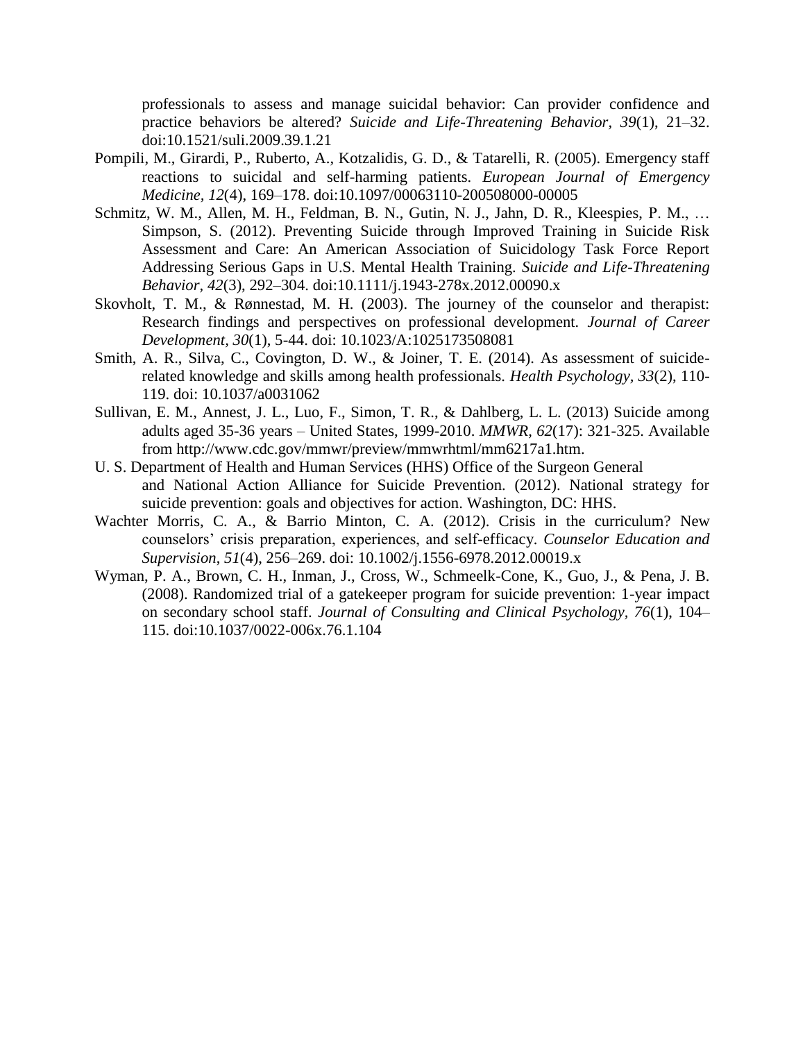professionals to assess and manage suicidal behavior: Can provider confidence and practice behaviors be altered? *Suicide and Life-Threatening Behavior, 39*(1), 21–32. doi:10.1521/suli.2009.39.1.21

Pompili, M., Girardi, P., Ruberto, A., Kotzalidis, G. D., & Tatarelli, R. (2005). Emergency staff reactions to suicidal and self-harming patients. *European Journal of Emergency Medicine, 12*(4), 169–178. doi:10.1097/00063110-200508000-00005

Schmitz, W. M., Allen, M. H., Feldman, B. N., Gutin, N. J., Jahn, D. R., Kleespies, P. M., … Simpson, S. (2012). Preventing Suicide through Improved Training in Suicide Risk Assessment and Care: An American Association of Suicidology Task Force Report Addressing Serious Gaps in U.S. Mental Health Training. *Suicide and Life-Threatening Behavior, 42*(3), 292–304. doi:10.1111/j.1943-278x.2012.00090.x

Skovholt, T. M., & Rønnestad, M. H. (2003). The journey of the counselor and therapist: Research findings and perspectives on professional development. *Journal of Career Development, 30*(1), 5-44. doi: 10.1023/A:1025173508081

Smith, A. R., Silva, C., Covington, D. W., & Joiner, T. E. (2014). As assessment of suicide-related knowledge and skills among health professionals. *Health Psychology, 33*(2), 110-119. doi: 10.1037/a0031062

Sullivan, E. M., Annest, J. L., Luo, F., Simon, T. R., & Dahlberg, L. L. (2013) Suicide among adults aged 35-36 years – United States, 1999-2010. *MMWR, 62*(17): 321-325. Available from http://www.cdc.gov/mmwr/preview/mmwrhtml/mm6217a1.htm.

U. S. Department of Health and Human Services (HHS) Office of the Surgeon General and National Action Alliance for Suicide Prevention. (2012). National strategy for suicide prevention: goals and objectives for action. Washington, DC: HHS.

Wachter Morris, C. A., & Barrio Minton, C. A. (2012). Crisis in the curriculum? New counselors' crisis preparation, experiences, and self-efficacy. *Counselor Education and Supervision, 51*(4), 256–269. doi: 10.1002/j.1556-6978.2012.00019.x

Wyman, P. A., Brown, C. H., Inman, J., Cross, W., Schmeelk-Cone, K., Guo, J., & Pena, J. B. (2008). Randomized trial of a gatekeeper program for suicide prevention: 1-year impact on secondary school staff. *Journal of Consulting and Clinical Psychology, 76*(1), 104–115. doi:10.1037/0022-006x.76.1.104